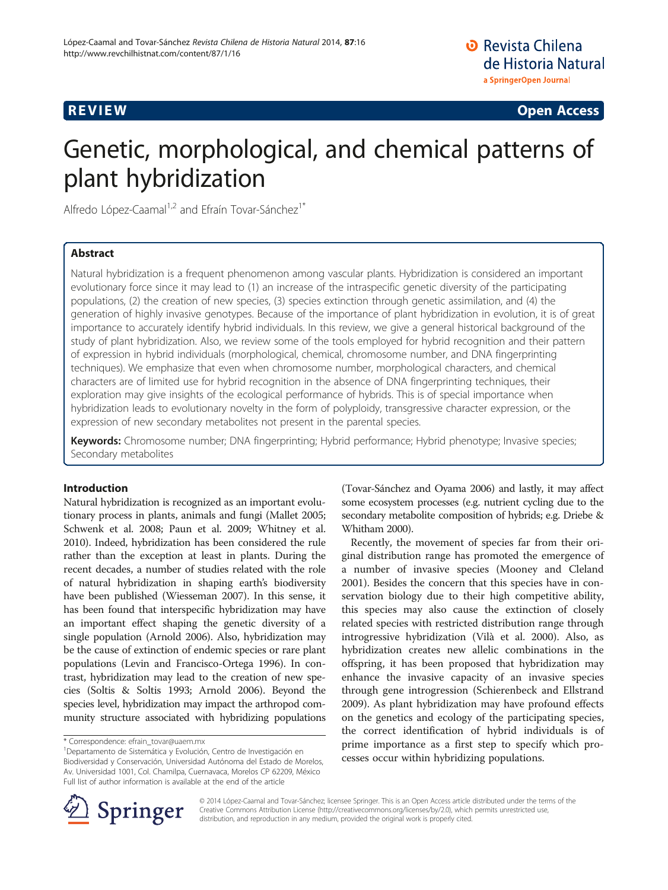**REVIEW** **Open Access**

# Genetic, morphological, and chemical patterns of plant hybridization

Alfredo López-Caamal[1,2] and Efraín Tovar-Sánchez[1*]

## Abstract

Natural hybridization is a frequent phenomenon among vascular plants. Hybridization is considered an important evolutionary force since it may lead to (1) an increase of the intraspecific genetic diversity of the participating populations, (2) the creation of new species, (3) species extinction through genetic assimilation, and (4) the generation of highly invasive genotypes. Because of the importance of plant hybridization in evolution, it is of great importance to accurately identify hybrid individuals. In this review, we give a general historical background of the study of plant hybridization. Also, we review some of the tools employed for hybrid recognition and their pattern of expression in hybrid individuals (morphological, chemical, chromosome number, and DNA fingerprinting techniques). We emphasize that even when chromosome number, morphological characters, and chemical characters are of limited use for hybrid recognition in the absence of DNA fingerprinting techniques, their exploration may give insights of the ecological performance of hybrids. This is of special importance when hybridization leads to evolutionary novelty in the form of polyploidy, transgressive character expression, or the expression of new secondary metabolites not present in the parental species.

**Keywords:** Chromosome number; DNA fingerprinting; Hybrid performance; Hybrid phenotype; Invasive species; Secondary metabolites

## Introduction

Natural hybridization is recognized as an important evolutionary process in plants, animals and fungi (Mallet 2005; Schwenk et al. 2008; Paun et al. 2009; Whitney et al. 2010). Indeed, hybridization has been considered the rule rather than the exception at least in plants. During the recent decades, a number of studies related with the role of natural hybridization in shaping earth's biodiversity have been published (Wiesseman 2007). In this sense, it has been found that interspecific hybridization may have an important effect shaping the genetic diversity of a single population (Arnold 2006). Also, hybridization may be the cause of extinction of endemic species or rare plant populations (Levin and Francisco-Ortega 1996). In contrast, hybridization may lead to the creation of new species (Soltis & Soltis 1993; Arnold 2006). Beyond the species level, hybridization may impact the arthropod community structure associated with hybridizing populations (Tovar-Sánchez and Oyama 2006) and lastly, it may affect some ecosystem processes (e.g. nutrient cycling due to the secondary metabolite composition of hybrids; e.g. Driebe & Whitham 2000).

Recently, the movement of species far from their original distribution range has promoted the emergence of a number of invasive species (Mooney and Cleland 2001). Besides the concern that this species have in conservation biology due to their high competitive ability, this species may also cause the extinction of closely related species with restricted distribution range through introgressive hybridization (Vilà et al. 2000). Also, as hybridization creates new allelic combinations in the offspring, it has been proposed that hybridization may enhance the invasive capacity of an invasive species through gene introgression (Schierenbeck and Ellstrand 2009). As plant hybridization may have profound effects on the genetics and ecology of the participating species, the correct identification of hybrid individuals is of prime importance as a first step to specify which processes occur within hybridizing populations.

* Correspondence: efrain_tovar@uaem.mx
[1]Departamento de Sistemática y Evolución, Centro de Investigación en Biodiversidad y Conservación, Universidad Autónoma del Estado de Morelos, Av. Universidad 1001, Col. Chamilpa, Cuernavaca, Morelos CP 62209, México
Full list of author information is available at the end of the article

© 2014 López-Caamal and Tovar-Sánchez; licensee Springer. This is an Open Access article distributed under the terms of the Creative Commons Attribution License (http://creativecommons.org/licenses/by/2.0), which permits unrestricted use, distribution, and reproduction in any medium, provided the original work is properly cited.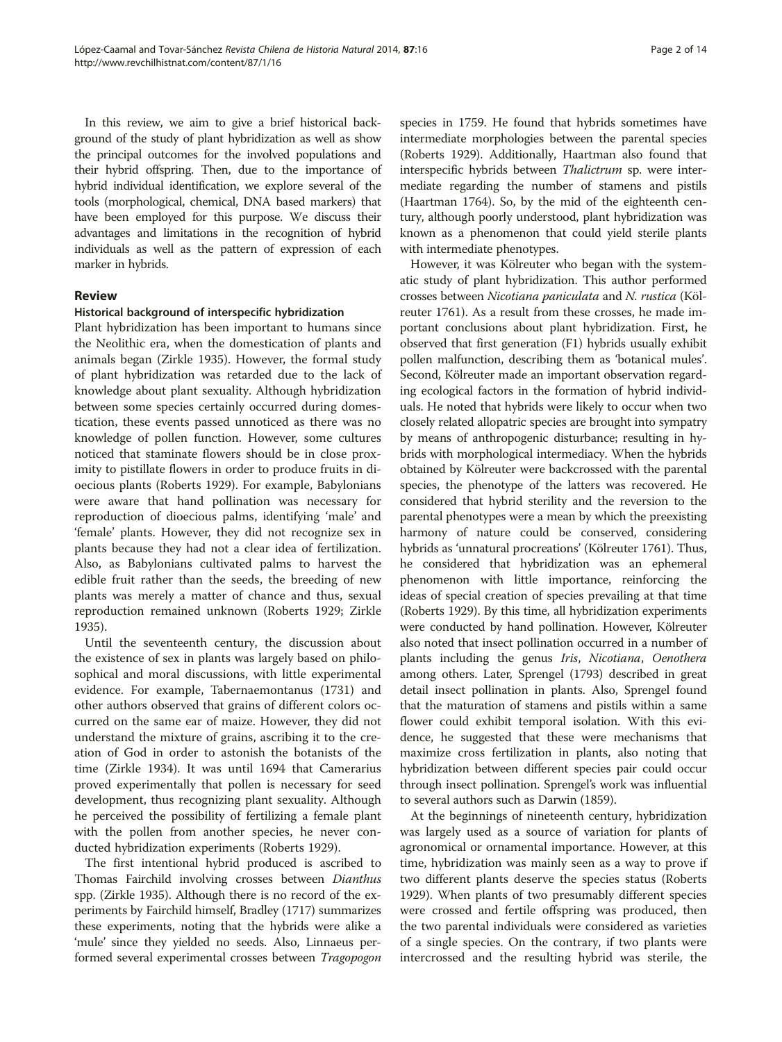In this review, we aim to give a brief historical background of the study of plant hybridization as well as show the principal outcomes for the involved populations and their hybrid offspring. Then, due to the importance of hybrid individual identification, we explore several of the tools (morphological, chemical, DNA based markers) that have been employed for this purpose. We discuss their advantages and limitations in the recognition of hybrid individuals as well as the pattern of expression of each marker in hybrids.

## Review

### Historical background of interspecific hybridization

Plant hybridization has been important to humans since the Neolithic era, when the domestication of plants and animals began (Zirkle 1935). However, the formal study of plant hybridization was retarded due to the lack of knowledge about plant sexuality. Although hybridization between some species certainly occurred during domestication, these events passed unnoticed as there was no knowledge of pollen function. However, some cultures noticed that staminate flowers should be in close proximity to pistillate flowers in order to produce fruits in dioecious plants (Roberts 1929). For example, Babylonians were aware that hand pollination was necessary for reproduction of dioecious palms, identifying 'male' and 'female' plants. However, they did not recognize sex in plants because they had not a clear idea of fertilization. Also, as Babylonians cultivated palms to harvest the edible fruit rather than the seeds, the breeding of new plants was merely a matter of chance and thus, sexual reproduction remained unknown (Roberts 1929; Zirkle 1935).

Until the seventeenth century, the discussion about the existence of sex in plants was largely based on philosophical and moral discussions, with little experimental evidence. For example, Tabernaemontanus (1731) and other authors observed that grains of different colors occurred on the same ear of maize. However, they did not understand the mixture of grains, ascribing it to the creation of God in order to astonish the botanists of the time (Zirkle 1934). It was until 1694 that Camerarius proved experimentally that pollen is necessary for seed development, thus recognizing plant sexuality. Although he perceived the possibility of fertilizing a female plant with the pollen from another species, he never conducted hybridization experiments (Roberts 1929).

The first intentional hybrid produced is ascribed to Thomas Fairchild involving crosses between *Dianthus* spp. (Zirkle 1935). Although there is no record of the experiments by Fairchild himself, Bradley (1717) summarizes these experiments, noting that the hybrids were alike a 'mule' since they yielded no seeds. Also, Linnaeus performed several experimental crosses between *Tragopogon* species in 1759. He found that hybrids sometimes have intermediate morphologies between the parental species (Roberts 1929). Additionally, Haartman also found that interspecific hybrids between *Thalictrum* sp. were intermediate regarding the number of stamens and pistils (Haartman 1764). So, by the mid of the eighteenth century, although poorly understood, plant hybridization was known as a phenomenon that could yield sterile plants with intermediate phenotypes.

However, it was Kölreuter who began with the systematic study of plant hybridization. This author performed crosses between *Nicotiana paniculata* and *N. rustica* (Kölreuter 1761). As a result from these crosses, he made important conclusions about plant hybridization. First, he observed that first generation (F1) hybrids usually exhibit pollen malfunction, describing them as 'botanical mules'. Second, Kölreuter made an important observation regarding ecological factors in the formation of hybrid individuals. He noted that hybrids were likely to occur when two closely related allopatric species are brought into sympatry by means of anthropogenic disturbance; resulting in hybrids with morphological intermediacy. When the hybrids obtained by Kölreuter were backcrossed with the parental species, the phenotype of the latters was recovered. He considered that hybrid sterility and the reversion to the parental phenotypes were a mean by which the preexisting harmony of nature could be conserved, considering hybrids as 'unnatural procreations' (Kölreuter 1761). Thus, he considered that hybridization was an ephemeral phenomenon with little importance, reinforcing the ideas of special creation of species prevailing at that time (Roberts 1929). By this time, all hybridization experiments were conducted by hand pollination. However, Kölreuter also noted that insect pollination occurred in a number of plants including the genus *Iris*, *Nicotiana*, *Oenothera* among others. Later, Sprengel (1793) described in great detail insect pollination in plants. Also, Sprengel found that the maturation of stamens and pistils within a same flower could exhibit temporal isolation. With this evidence, he suggested that these were mechanisms that maximize cross fertilization in plants, also noting that hybridization between different species pair could occur through insect pollination. Sprengel's work was influential to several authors such as Darwin (1859).

At the beginnings of nineteenth century, hybridization was largely used as a source of variation for plants of agronomical or ornamental importance. However, at this time, hybridization was mainly seen as a way to prove if two different plants deserve the species status (Roberts 1929). When plants of two presumably different species were crossed and fertile offspring was produced, then the two parental individuals were considered as varieties of a single species. On the contrary, if two plants were intercrossed and the resulting hybrid was sterile, the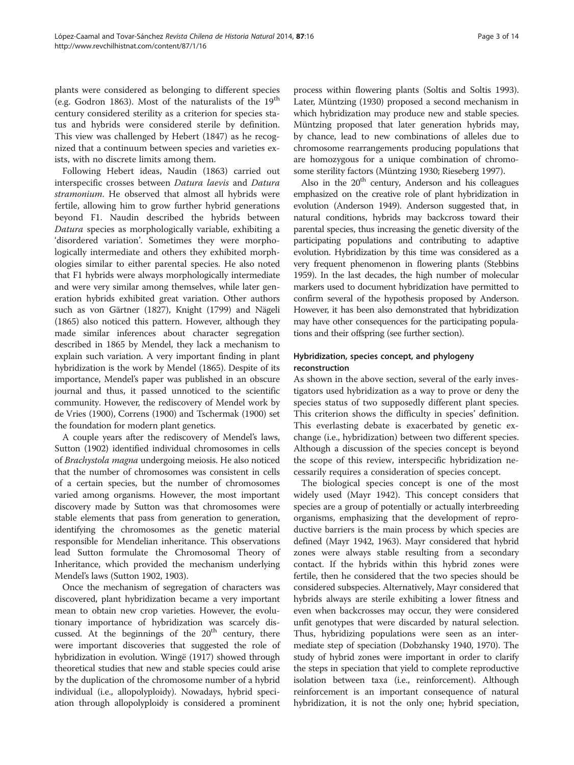plants were considered as belonging to different species (e.g. Godron 1863). Most of the naturalists of the 19th century considered sterility as a criterion for species status and hybrids were considered sterile by definition. This view was challenged by Hebert (1847) as he recognized that a continuum between species and varieties exists, with no discrete limits among them.

Following Hebert ideas, Naudin (1863) carried out interspecific crosses between *Datura laevis* and *Datura stramonium*. He observed that almost all hybrids were fertile, allowing him to grow further hybrid generations beyond F1. Naudin described the hybrids between *Datura* species as morphologically variable, exhibiting a 'disordered variation'. Sometimes they were morphologically intermediate and others they exhibited morphologies similar to either parental species. He also noted that F1 hybrids were always morphologically intermediate and were very similar among themselves, while later generation hybrids exhibited great variation. Other authors such as von Gärtner (1827), Knight (1799) and Nägeli (1865) also noticed this pattern. However, although they made similar inferences about character segregation described in 1865 by Mendel, they lack a mechanism to explain such variation. A very important finding in plant hybridization is the work by Mendel (1865). Despite of its importance, Mendel's paper was published in an obscure journal and thus, it passed unnoticed to the scientific community. However, the rediscovery of Mendel work by de Vries (1900), Correns (1900) and Tschermak (1900) set the foundation for modern plant genetics.

A couple years after the rediscovery of Mendel's laws, Sutton (1902) identified individual chromosomes in cells of *Brachystola magna* undergoing meiosis. He also noticed that the number of chromosomes was consistent in cells of a certain species, but the number of chromosomes varied among organisms. However, the most important discovery made by Sutton was that chromosomes were stable elements that pass from generation to generation, identifying the chromosomes as the genetic material responsible for Mendelian inheritance. This observations lead Sutton formulate the Chromosomal Theory of Inheritance, which provided the mechanism underlying Mendel's laws (Sutton 1902, 1903).

Once the mechanism of segregation of characters was discovered, plant hybridization became a very important mean to obtain new crop varieties. However, the evolutionary importance of hybridization was scarcely discussed. At the beginnings of the 20th century, there were important discoveries that suggested the role of hybridization in evolution. Wingë (1917) showed through theoretical studies that new and stable species could arise by the duplication of the chromosome number of a hybrid individual (i.e., allopolyploidy). Nowadays, hybrid speciation through allopolyploidy is considered a prominent process within flowering plants (Soltis and Soltis 1993). Later, Müntzing (1930) proposed a second mechanism in which hybridization may produce new and stable species. Müntzing proposed that later generation hybrids may, by chance, lead to new combinations of alleles due to chromosome rearrangements producing populations that are homozygous for a unique combination of chromosome sterility factors (Müntzing 1930; Rieseberg 1997).

Also in the 20th century, Anderson and his colleagues emphasized on the creative role of plant hybridization in evolution (Anderson 1949). Anderson suggested that, in natural conditions, hybrids may backcross toward their parental species, thus increasing the genetic diversity of the participating populations and contributing to adaptive evolution. Hybridization by this time was considered as a very frequent phenomenon in flowering plants (Stebbins 1959). In the last decades, the high number of molecular markers used to document hybridization have permitted to confirm several of the hypothesis proposed by Anderson. However, it has been also demonstrated that hybridization may have other consequences for the participating populations and their offspring (see further section).

## Hybridization, species concept, and phylogeny reconstruction

As shown in the above section, several of the early investigators used hybridization as a way to prove or deny the species status of two supposedly different plant species. This criterion shows the difficulty in species' definition. This everlasting debate is exacerbated by genetic exchange (i.e., hybridization) between two different species. Although a discussion of the species concept is beyond the scope of this review, interspecific hybridization necessarily requires a consideration of species concept.

The biological species concept is one of the most widely used (Mayr 1942). This concept considers that species are a group of potentially or actually interbreeding organisms, emphasizing that the development of reproductive barriers is the main process by which species are defined (Mayr 1942, 1963). Mayr considered that hybrid zones were always stable resulting from a secondary contact. If the hybrids within this hybrid zones were fertile, then he considered that the two species should be considered subspecies. Alternatively, Mayr considered that hybrids always are sterile exhibiting a lower fitness and even when backcrosses may occur, they were considered unfit genotypes that were discarded by natural selection. Thus, hybridizing populations were seen as an intermediate step of speciation (Dobzhansky 1940, 1970). The study of hybrid zones were important in order to clarify the steps in speciation that yield to complete reproductive isolation between taxa (i.e., reinforcement). Although reinforcement is an important consequence of natural hybridization, it is not the only one; hybrid speciation,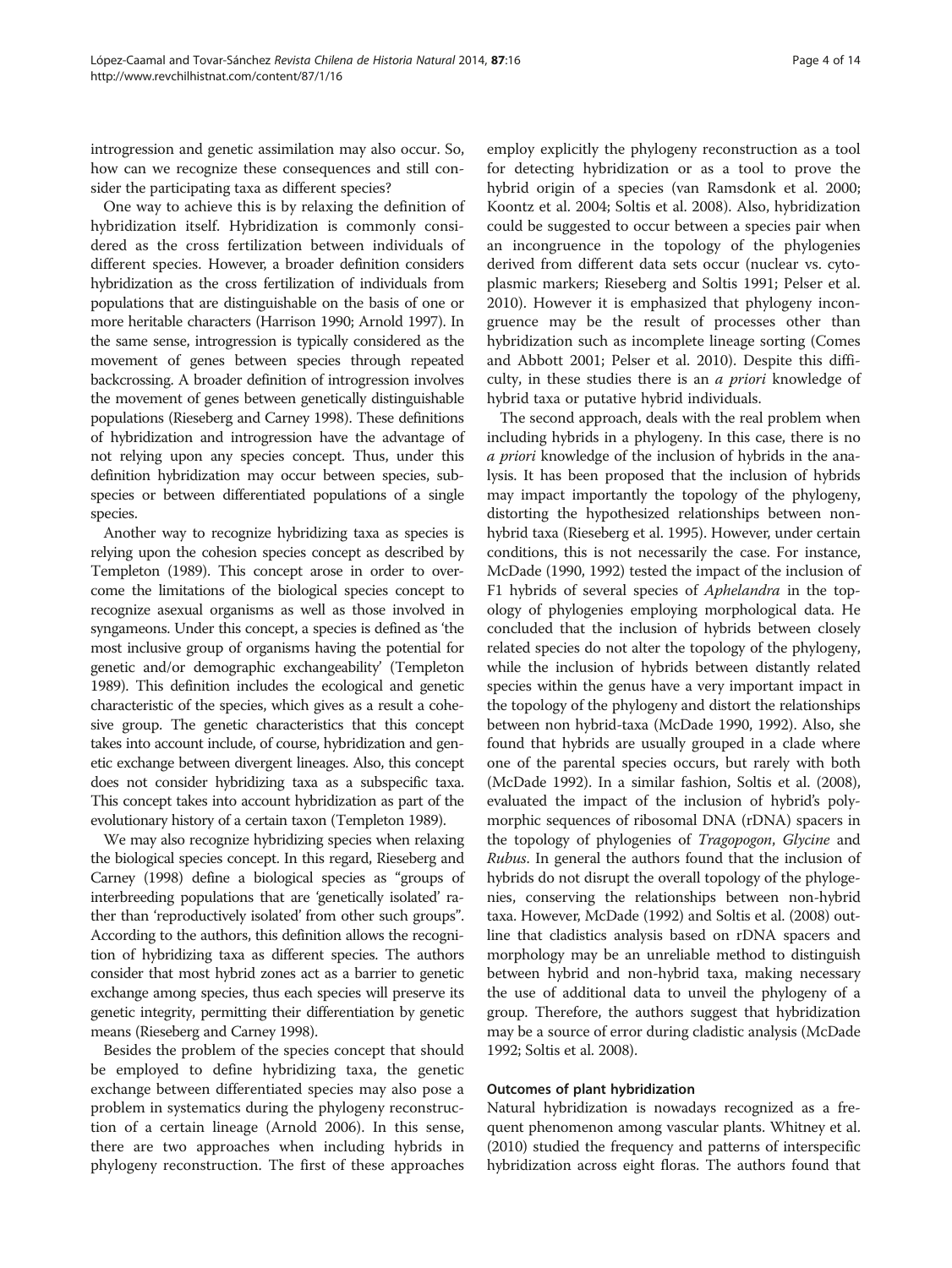introgression and genetic assimilation may also occur. So, how can we recognize these consequences and still consider the participating taxa as different species?

One way to achieve this is by relaxing the definition of hybridization itself. Hybridization is commonly considered as the cross fertilization between individuals of different species. However, a broader definition considers hybridization as the cross fertilization of individuals from populations that are distinguishable on the basis of one or more heritable characters (Harrison 1990; Arnold 1997). In the same sense, introgression is typically considered as the movement of genes between species through repeated backcrossing. A broader definition of introgression involves the movement of genes between genetically distinguishable populations (Rieseberg and Carney 1998). These definitions of hybridization and introgression have the advantage of not relying upon any species concept. Thus, under this definition hybridization may occur between species, subspecies or between differentiated populations of a single species.

Another way to recognize hybridizing taxa as species is relying upon the cohesion species concept as described by Templeton (1989). This concept arose in order to overcome the limitations of the biological species concept to recognize asexual organisms as well as those involved in syngameons. Under this concept, a species is defined as 'the most inclusive group of organisms having the potential for genetic and/or demographic exchangeability' (Templeton 1989). This definition includes the ecological and genetic characteristic of the species, which gives as a result a cohesive group. The genetic characteristics that this concept takes into account include, of course, hybridization and genetic exchange between divergent lineages. Also, this concept does not consider hybridizing taxa as a subspecific taxa. This concept takes into account hybridization as part of the evolutionary history of a certain taxon (Templeton 1989).

We may also recognize hybridizing species when relaxing the biological species concept. In this regard, Rieseberg and Carney (1998) define a biological species as "groups of interbreeding populations that are 'genetically isolated' rather than 'reproductively isolated' from other such groups". According to the authors, this definition allows the recognition of hybridizing taxa as different species. The authors consider that most hybrid zones act as a barrier to genetic exchange among species, thus each species will preserve its genetic integrity, permitting their differentiation by genetic means (Rieseberg and Carney 1998).

Besides the problem of the species concept that should be employed to define hybridizing taxa, the genetic exchange between differentiated species may also pose a problem in systematics during the phylogeny reconstruction of a certain lineage (Arnold 2006). In this sense, there are two approaches when including hybrids in phylogeny reconstruction. The first of these approaches employ explicitly the phylogeny reconstruction as a tool for detecting hybridization or as a tool to prove the hybrid origin of a species (van Ramsdonk et al. 2000; Koontz et al. 2004; Soltis et al. 2008). Also, hybridization could be suggested to occur between a species pair when an incongruence in the topology of the phylogenies derived from different data sets occur (nuclear vs. cytoplasmic markers; Rieseberg and Soltis 1991; Pelser et al. 2010). However it is emphasized that phylogeny incongruence may be the result of processes other than hybridization such as incomplete lineage sorting (Comes and Abbott 2001; Pelser et al. 2010). Despite this difficulty, in these studies there is an *a priori* knowledge of hybrid taxa or putative hybrid individuals.

The second approach, deals with the real problem when including hybrids in a phylogeny. In this case, there is no *a priori* knowledge of the inclusion of hybrids in the analysis. It has been proposed that the inclusion of hybrids may impact importantly the topology of the phylogeny, distorting the hypothesized relationships between non-hybrid taxa (Rieseberg et al. 1995). However, under certain conditions, this is not necessarily the case. For instance, McDade (1990, 1992) tested the impact of the inclusion of F1 hybrids of several species of *Aphelandra* in the topology of phylogenies employing morphological data. He concluded that the inclusion of hybrids between closely related species do not alter the topology of the phylogeny, while the inclusion of hybrids between distantly related species within the genus have a very important impact in the topology of the phylogeny and distort the relationships between non hybrid-taxa (McDade 1990, 1992). Also, she found that hybrids are usually grouped in a clade where one of the parental species occurs, but rarely with both (McDade 1992). In a similar fashion, Soltis et al. (2008), evaluated the impact of the inclusion of hybrid's polymorphic sequences of ribosomal DNA (rDNA) spacers in the topology of phylogenies of *Tragopogon*, *Glycine* and *Rubus*. In general the authors found that the inclusion of hybrids do not disrupt the overall topology of the phylogenies, conserving the relationships between non-hybrid taxa. However, McDade (1992) and Soltis et al. (2008) outline that cladistics analysis based on rDNA spacers and morphology may be an unreliable method to distinguish between hybrid and non-hybrid taxa, making necessary the use of additional data to unveil the phylogeny of a group. Therefore, the authors suggest that hybridization may be a source of error during cladistic analysis (McDade 1992; Soltis et al. 2008).

### Outcomes of plant hybridization

Natural hybridization is nowadays recognized as a frequent phenomenon among vascular plants. Whitney et al. (2010) studied the frequency and patterns of interspecific hybridization across eight floras. The authors found that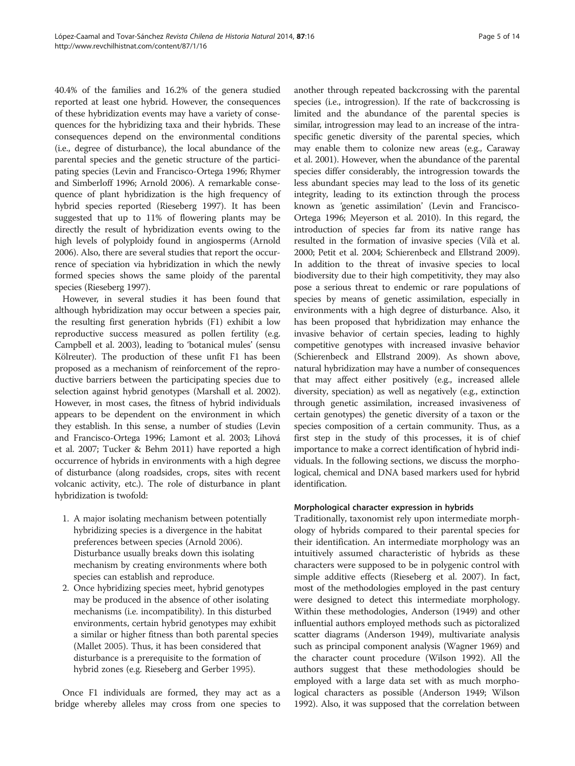40.4% of the families and 16.2% of the genera studied reported at least one hybrid. However, the consequences of these hybridization events may have a variety of consequences for the hybridizing taxa and their hybrids. These consequences depend on the environmental conditions (i.e., degree of disturbance), the local abundance of the parental species and the genetic structure of the participating species (Levin and Francisco-Ortega 1996; Rhymer and Simberloff 1996; Arnold 2006). A remarkable consequence of plant hybridization is the high frequency of hybrid species reported (Rieseberg 1997). It has been suggested that up to 11% of flowering plants may be directly the result of hybridization events owing to the high levels of polyploidy found in angiosperms (Arnold 2006). Also, there are several studies that report the occurrence of speciation via hybridization in which the newly formed species shows the same ploidy of the parental species (Rieseberg 1997).

However, in several studies it has been found that although hybridization may occur between a species pair, the resulting first generation hybrids (F1) exhibit a low reproductive success measured as pollen fertility (e.g. Campbell et al. 2003), leading to 'botanical mules' (sensu Kölreuter). The production of these unfit F1 has been proposed as a mechanism of reinforcement of the reproductive barriers between the participating species due to selection against hybrid genotypes (Marshall et al. 2002). However, in most cases, the fitness of hybrid individuals appears to be dependent on the environment in which they establish. In this sense, a number of studies (Levin and Francisco-Ortega 1996; Lamont et al. 2003; Lihová et al. 2007; Tucker & Behm 2011) have reported a high occurrence of hybrids in environments with a high degree of disturbance (along roadsides, crops, sites with recent volcanic activity, etc.). The role of disturbance in plant hybridization is twofold:

1. A major isolating mechanism between potentially hybridizing species is a divergence in the habitat preferences between species (Arnold 2006). Disturbance usually breaks down this isolating mechanism by creating environments where both species can establish and reproduce.
2. Once hybridizing species meet, hybrid genotypes may be produced in the absence of other isolating mechanisms (i.e. incompatibility). In this disturbed environments, certain hybrid genotypes may exhibit a similar or higher fitness than both parental species (Mallet 2005). Thus, it has been considered that disturbance is a prerequisite to the formation of hybrid zones (e.g. Rieseberg and Gerber 1995).

Once F1 individuals are formed, they may act as a bridge whereby alleles may cross from one species to another through repeated backcrossing with the parental species (i.e., introgression). If the rate of backcrossing is limited and the abundance of the parental species is similar, introgression may lead to an increase of the intra-specific genetic diversity of the parental species, which may enable them to colonize new areas (e.g., Caraway et al. 2001). However, when the abundance of the parental species differ considerably, the introgression towards the less abundant species may lead to the loss of its genetic integrity, leading to its extinction through the process known as 'genetic assimilation' (Levin and Francisco-Ortega 1996; Meyerson et al. 2010). In this regard, the introduction of species far from its native range has resulted in the formation of invasive species (Vilà et al. 2000; Petit et al. 2004; Schierenbeck and Ellstrand 2009). In addition to the threat of invasive species to local biodiversity due to their high competitivity, they may also pose a serious threat to endemic or rare populations of species by means of genetic assimilation, especially in environments with a high degree of disturbance. Also, it has been proposed that hybridization may enhance the invasive behavior of certain species, leading to highly competitive genotypes with increased invasive behavior (Schierenbeck and Ellstrand 2009). As shown above, natural hybridization may have a number of consequences that may affect either positively (e.g., increased allele diversity, speciation) as well as negatively (e.g., extinction through genetic assimilation, increased invasiveness of certain genotypes) the genetic diversity of a taxon or the species composition of a certain community. Thus, as a first step in the study of this processes, it is of chief importance to make a correct identification of hybrid individuals. In the following sections, we discuss the morphological, chemical and DNA based markers used for hybrid identification.

### Morphological character expression in hybrids

Traditionally, taxonomist rely upon intermediate morphology of hybrids compared to their parental species for their identification. An intermediate morphology was an intuitively assumed characteristic of hybrids as these characters were supposed to be in polygenic control with simple additive effects (Rieseberg et al. 2007). In fact, most of the methodologies employed in the past century were designed to detect this intermediate morphology. Within these methodologies, Anderson (1949) and other influential authors employed methods such as pictoralized scatter diagrams (Anderson 1949), multivariate analysis such as principal component analysis (Wagner 1969) and the character count procedure (Wilson 1992). All the authors suggest that these methodologies should be employed with a large data set with as much morphological characters as possible (Anderson 1949; Wilson 1992). Also, it was supposed that the correlation between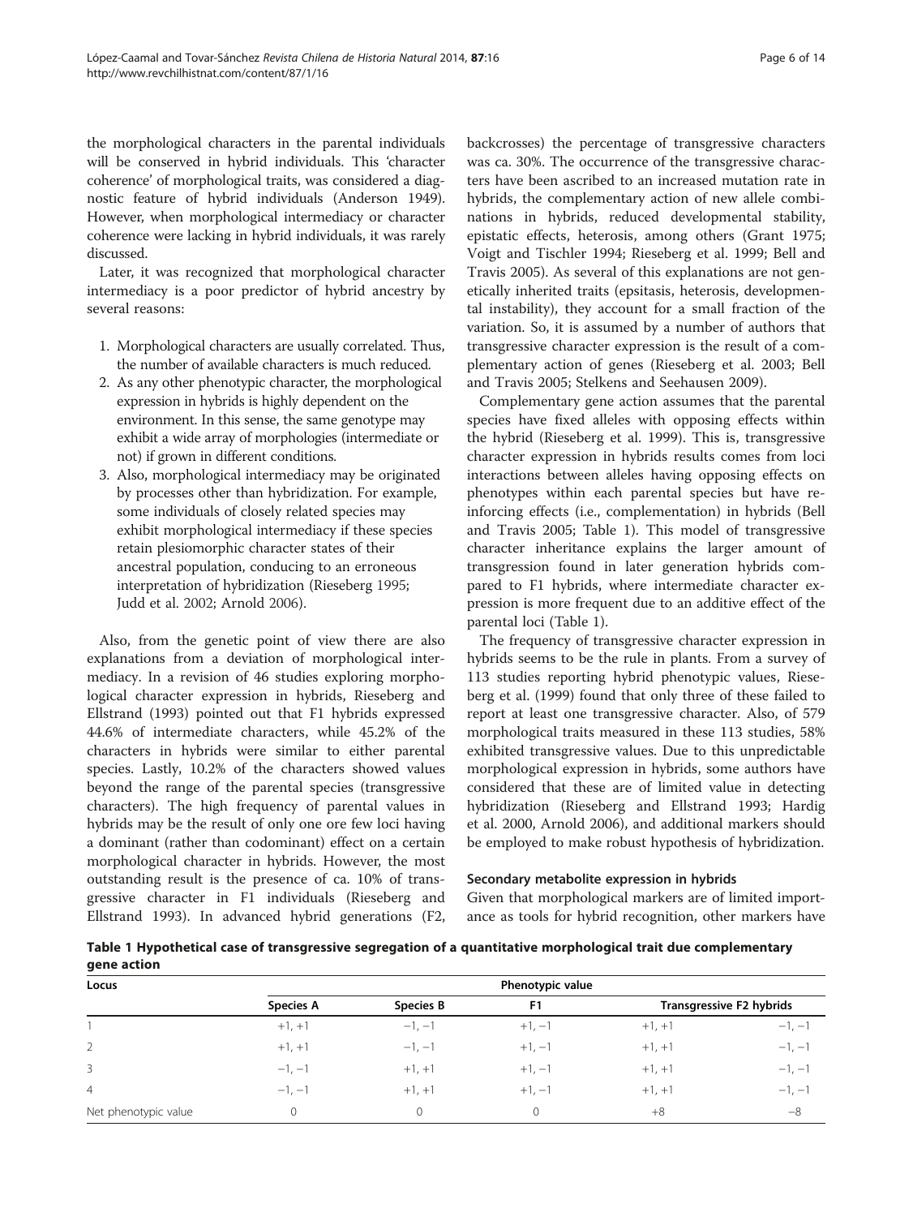the morphological characters in the parental individuals will be conserved in hybrid individuals. This 'character coherence' of morphological traits, was considered a diagnostic feature of hybrid individuals (Anderson 1949). However, when morphological intermediacy or character coherence were lacking in hybrid individuals, it was rarely discussed.

Later, it was recognized that morphological character intermediacy is a poor predictor of hybrid ancestry by several reasons:

1. Morphological characters are usually correlated. Thus, the number of available characters is much reduced.
2. As any other phenotypic character, the morphological expression in hybrids is highly dependent on the environment. In this sense, the same genotype may exhibit a wide array of morphologies (intermediate or not) if grown in different conditions.
3. Also, morphological intermediacy may be originated by processes other than hybridization. For example, some individuals of closely related species may exhibit morphological intermediacy if these species retain plesiomorphic character states of their ancestral population, conducing to an erroneous interpretation of hybridization (Rieseberg 1995; Judd et al. 2002; Arnold 2006).

Also, from the genetic point of view there are also explanations from a deviation of morphological intermediacy. In a revision of 46 studies exploring morphological character expression in hybrids, Rieseberg and Ellstrand (1993) pointed out that F1 hybrids expressed 44.6% of intermediate characters, while 45.2% of the characters in hybrids were similar to either parental species. Lastly, 10.2% of the characters showed values beyond the range of the parental species (transgressive characters). The high frequency of parental values in hybrids may be the result of only one ore few loci having a dominant (rather than codominant) effect on a certain morphological character in hybrids. However, the most outstanding result is the presence of ca. 10% of transgressive character in F1 individuals (Rieseberg and Ellstrand 1993). In advanced hybrid generations (F2, backcrosses) the percentage of transgressive characters was ca. 30%. The occurrence of the transgressive characters have been ascribed to an increased mutation rate in hybrids, the complementary action of new allele combinations in hybrids, reduced developmental stability, epistatic effects, heterosis, among others (Grant 1975; Voigt and Tischler 1994; Rieseberg et al. 1999; Bell and Travis 2005). As several of this explanations are not genetically inherited traits (epsitasis, heterosis, developmental instability), they account for a small fraction of the variation. So, it is assumed by a number of authors that transgressive character expression is the result of a complementary action of genes (Rieseberg et al. 2003; Bell and Travis 2005; Stelkens and Seehausen 2009).

Complementary gene action assumes that the parental species have fixed alleles with opposing effects within the hybrid (Rieseberg et al. 1999). This is, transgressive character expression in hybrids results comes from loci interactions between alleles having opposing effects on phenotypes within each parental species but have reinforcing effects (i.e., complementation) in hybrids (Bell and Travis 2005; Table 1). This model of transgressive character inheritance explains the larger amount of transgression found in later generation hybrids compared to F1 hybrids, where intermediate character expression is more frequent due to an additive effect of the parental loci (Table 1).

The frequency of transgressive character expression in hybrids seems to be the rule in plants. From a survey of 113 studies reporting hybrid phenotypic values, Rieseberg et al. (1999) found that only three of these failed to report at least one transgressive character. Also, of 579 morphological traits measured in these 113 studies, 58% exhibited transgressive values. Due to this unpredictable morphological expression in hybrids, some authors have considered that these are of limited value in detecting hybridization (Rieseberg and Ellstrand 1993; Hardig et al. 2000, Arnold 2006), and additional markers should be employed to make robust hypothesis of hybridization.

### Secondary metabolite expression in hybrids

Given that morphological markers are of limited importance as tools for hybrid recognition, other markers have

**Table 1 Hypothetical case of transgressive segregation of a quantitative morphological trait due complementary gene action**

| Locus | Phenotypic value | | | | |
|---|---|---|---|---|---|
| | Species A | Species B | F1 | Transgressive F2 hybrids | |
| 1 | +1, +1 | −1, −1 | +1, −1 | +1, +1 | −1, −1 |
| 2 | +1, +1 | −1, −1 | +1, −1 | +1, +1 | −1, −1 |
| 3 | −1, −1 | +1, +1 | +1, −1 | +1, +1 | −1, −1 |
| 4 | −1, −1 | +1, +1 | +1, −1 | +1, +1 | −1, −1 |
| Net phenotypic value | 0 | 0 | 0 | +8 | −8 |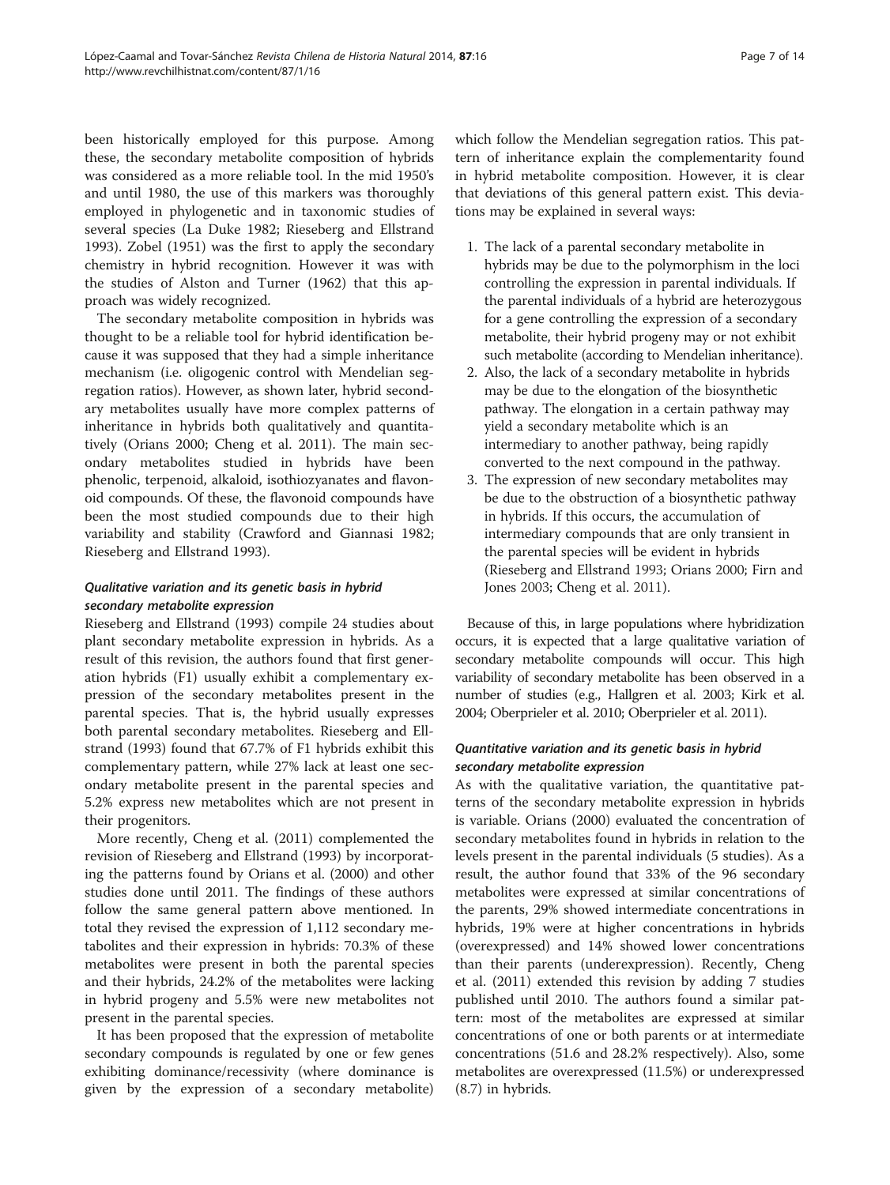been historically employed for this purpose. Among these, the secondary metabolite composition of hybrids was considered as a more reliable tool. In the mid 1950's and until 1980, the use of this markers was thoroughly employed in phylogenetic and in taxonomic studies of several species (La Duke 1982; Rieseberg and Ellstrand 1993). Zobel (1951) was the first to apply the secondary chemistry in hybrid recognition. However it was with the studies of Alston and Turner (1962) that this approach was widely recognized.

The secondary metabolite composition in hybrids was thought to be a reliable tool for hybrid identification because it was supposed that they had a simple inheritance mechanism (i.e. oligogenic control with Mendelian segregation ratios). However, as shown later, hybrid secondary metabolites usually have more complex patterns of inheritance in hybrids both qualitatively and quantitatively (Orians 2000; Cheng et al. 2011). The main secondary metabolites studied in hybrids have been phenolic, terpenoid, alkaloid, isothiozyanates and flavonoid compounds. Of these, the flavonoid compounds have been the most studied compounds due to their high variability and stability (Crawford and Giannasi 1982; Rieseberg and Ellstrand 1993).

### *Qualitative variation and its genetic basis in hybrid secondary metabolite expression*

Rieseberg and Ellstrand (1993) compile 24 studies about plant secondary metabolite expression in hybrids. As a result of this revision, the authors found that first generation hybrids (F1) usually exhibit a complementary expression of the secondary metabolites present in the parental species. That is, the hybrid usually expresses both parental secondary metabolites. Rieseberg and Ellstrand (1993) found that 67.7% of F1 hybrids exhibit this complementary pattern, while 27% lack at least one secondary metabolite present in the parental species and 5.2% express new metabolites which are not present in their progenitors.

More recently, Cheng et al. (2011) complemented the revision of Rieseberg and Ellstrand (1993) by incorporating the patterns found by Orians et al. (2000) and other studies done until 2011. The findings of these authors follow the same general pattern above mentioned. In total they revised the expression of 1,112 secondary metabolites and their expression in hybrids: 70.3% of these metabolites were present in both the parental species and their hybrids, 24.2% of the metabolites were lacking in hybrid progeny and 5.5% were new metabolites not present in the parental species.

It has been proposed that the expression of metabolite secondary compounds is regulated by one or few genes exhibiting dominance/recessivity (where dominance is given by the expression of a secondary metabolite) which follow the Mendelian segregation ratios. This pattern of inheritance explain the complementarity found in hybrid metabolite composition. However, it is clear that deviations of this general pattern exist. This deviations may be explained in several ways:

1. The lack of a parental secondary metabolite in hybrids may be due to the polymorphism in the loci controlling the expression in parental individuals. If the parental individuals of a hybrid are heterozygous for a gene controlling the expression of a secondary metabolite, their hybrid progeny may or not exhibit such metabolite (according to Mendelian inheritance).
2. Also, the lack of a secondary metabolite in hybrids may be due to the elongation of the biosynthetic pathway. The elongation in a certain pathway may yield a secondary metabolite which is an intermediary to another pathway, being rapidly converted to the next compound in the pathway.
3. The expression of new secondary metabolites may be due to the obstruction of a biosynthetic pathway in hybrids. If this occurs, the accumulation of intermediary compounds that are only transient in the parental species will be evident in hybrids (Rieseberg and Ellstrand 1993; Orians 2000; Firn and Jones 2003; Cheng et al. 2011).

Because of this, in large populations where hybridization occurs, it is expected that a large qualitative variation of secondary metabolite compounds will occur. This high variability of secondary metabolite has been observed in a number of studies (e.g., Hallgren et al. 2003; Kirk et al. 2004; Oberprieler et al. 2010; Oberprieler et al. 2011).

### *Quantitative variation and its genetic basis in hybrid secondary metabolite expression*

As with the qualitative variation, the quantitative patterns of the secondary metabolite expression in hybrids is variable. Orians (2000) evaluated the concentration of secondary metabolites found in hybrids in relation to the levels present in the parental individuals (5 studies). As a result, the author found that 33% of the 96 secondary metabolites were expressed at similar concentrations of the parents, 29% showed intermediate concentrations in hybrids, 19% were at higher concentrations in hybrids (overexpressed) and 14% showed lower concentrations than their parents (underexpression). Recently, Cheng et al. (2011) extended this revision by adding 7 studies published until 2010. The authors found a similar pattern: most of the metabolites are expressed at similar concentrations of one or both parents or at intermediate concentrations (51.6 and 28.2% respectively). Also, some metabolites are overexpressed (11.5%) or underexpressed (8.7) in hybrids.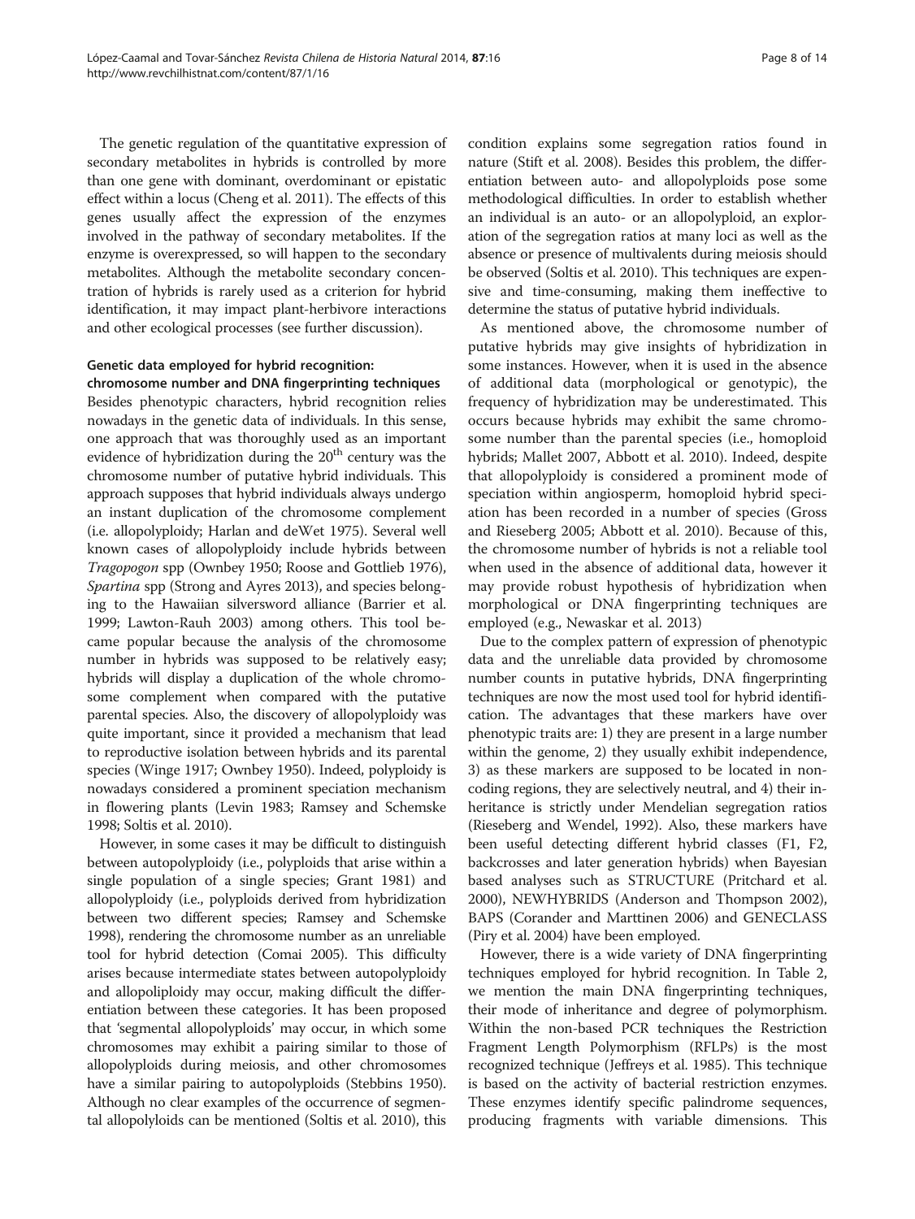The genetic regulation of the quantitative expression of secondary metabolites in hybrids is controlled by more than one gene with dominant, overdominant or epistatic effect within a locus (Cheng et al. 2011). The effects of this genes usually affect the expression of the enzymes involved in the pathway of secondary metabolites. If the enzyme is overexpressed, so will happen to the secondary metabolites. Although the metabolite secondary concentration of hybrids is rarely used as a criterion for hybrid identification, it may impact plant-herbivore interactions and other ecological processes (see further discussion).

### Genetic data employed for hybrid recognition: chromosome number and DNA fingerprinting techniques

Besides phenotypic characters, hybrid recognition relies nowadays in the genetic data of individuals. In this sense, one approach that was thoroughly used as an important evidence of hybridization during the 20th century was the chromosome number of putative hybrid individuals. This approach supposes that hybrid individuals always undergo an instant duplication of the chromosome complement (i.e. allopolyploidy; Harlan and deWet 1975). Several well known cases of allopolyploidy include hybrids between *Tragopogon* spp (Ownbey 1950; Roose and Gottlieb 1976), *Spartina* spp (Strong and Ayres 2013), and species belonging to the Hawaiian silversword alliance (Barrier et al. 1999; Lawton-Rauh 2003) among others. This tool became popular because the analysis of the chromosome number in hybrids was supposed to be relatively easy; hybrids will display a duplication of the whole chromosome complement when compared with the putative parental species. Also, the discovery of allopolyploidy was quite important, since it provided a mechanism that lead to reproductive isolation between hybrids and its parental species (Winge 1917; Ownbey 1950). Indeed, polyploidy is nowadays considered a prominent speciation mechanism in flowering plants (Levin 1983; Ramsey and Schemske 1998; Soltis et al. 2010).

However, in some cases it may be difficult to distinguish between autopolyploidy (i.e., polyploids that arise within a single population of a single species; Grant 1981) and allopolyploidy (i.e., polyploids derived from hybridization between two different species; Ramsey and Schemske 1998), rendering the chromosome number as an unreliable tool for hybrid detection (Comai 2005). This difficulty arises because intermediate states between autopolyploidy and allopoliploidy may occur, making difficult the differentiation between these categories. It has been proposed that 'segmental allopolyploids' may occur, in which some chromosomes may exhibit a pairing similar to those of allopolyploids during meiosis, and other chromosomes have a similar pairing to autopolyploids (Stebbins 1950). Although no clear examples of the occurrence of segmental allopolyloids can be mentioned (Soltis et al. 2010), this condition explains some segregation ratios found in nature (Stift et al. 2008). Besides this problem, the differentiation between auto- and allopolyploids pose some methodological difficulties. In order to establish whether an individual is an auto- or an allopolyploid, an exploration of the segregation ratios at many loci as well as the absence or presence of multivalents during meiosis should be observed (Soltis et al. 2010). This techniques are expensive and time-consuming, making them ineffective to determine the status of putative hybrid individuals.

As mentioned above, the chromosome number of putative hybrids may give insights of hybridization in some instances. However, when it is used in the absence of additional data (morphological or genotypic), the frequency of hybridization may be underestimated. This occurs because hybrids may exhibit the same chromosome number than the parental species (i.e., homoploid hybrids; Mallet 2007, Abbott et al. 2010). Indeed, despite that allopolyploidy is considered a prominent mode of speciation within angiosperm, homoploid hybrid speciation has been recorded in a number of species (Gross and Rieseberg 2005; Abbott et al. 2010). Because of this, the chromosome number of hybrids is not a reliable tool when used in the absence of additional data, however it may provide robust hypothesis of hybridization when morphological or DNA fingerprinting techniques are employed (e.g., Newaskar et al. 2013)

Due to the complex pattern of expression of phenotypic data and the unreliable data provided by chromosome number counts in putative hybrids, DNA fingerprinting techniques are now the most used tool for hybrid identification. The advantages that these markers have over phenotypic traits are: 1) they are present in a large number within the genome, 2) they usually exhibit independence, 3) as these markers are supposed to be located in non-coding regions, they are selectively neutral, and 4) their inheritance is strictly under Mendelian segregation ratios (Rieseberg and Wendel, 1992). Also, these markers have been useful detecting different hybrid classes (F1, F2, backcrosses and later generation hybrids) when Bayesian based analyses such as STRUCTURE (Pritchard et al. 2000), NEWHYBRIDS (Anderson and Thompson 2002), BAPS (Corander and Marttinen 2006) and GENECLASS (Piry et al. 2004) have been employed.

However, there is a wide variety of DNA fingerprinting techniques employed for hybrid recognition. In Table 2, we mention the main DNA fingerprinting techniques, their mode of inheritance and degree of polymorphism. Within the non-based PCR techniques the Restriction Fragment Length Polymorphism (RFLPs) is the most recognized technique (Jeffreys et al. 1985). This technique is based on the activity of bacterial restriction enzymes. These enzymes identify specific palindrome sequences, producing fragments with variable dimensions. This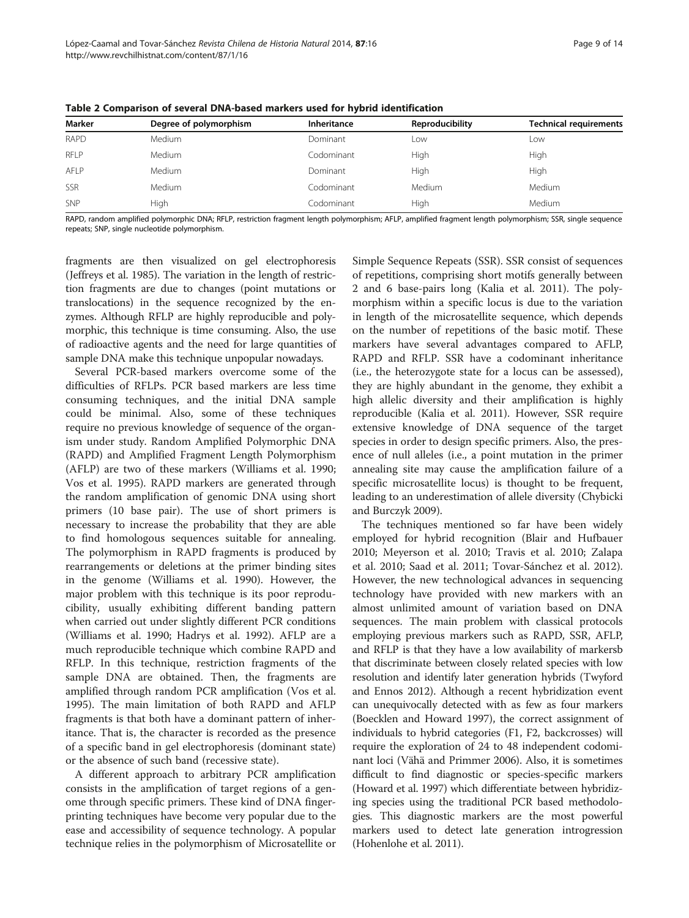**Table 2 Comparison of several DNA-based markers used for hybrid identification**

| Marker | Degree of polymorphism | Inheritance | Reproducibility | Technical requirements |
|---|---|---|---|---|
| RAPD | Medium | Dominant | Low | Low |
| RFLP | Medium | Codominant | High | High |
| AFLP | Medium | Dominant | High | High |
| SSR | Medium | Codominant | Medium | Medium |
| SNP | High | Codominant | High | Medium |

RAPD, random amplified polymorphic DNA; RFLP, restriction fragment length polymorphism; AFLP, amplified fragment length polymorphism; SSR, single sequence repeats; SNP, single nucleotide polymorphism.

fragments are then visualized on gel electrophoresis (Jeffreys et al. 1985). The variation in the length of restriction fragments are due to changes (point mutations or translocations) in the sequence recognized by the enzymes. Although RFLP are highly reproducible and polymorphic, this technique is time consuming. Also, the use of radioactive agents and the need for large quantities of sample DNA make this technique unpopular nowadays.

Several PCR-based markers overcome some of the difficulties of RFLPs. PCR based markers are less time consuming techniques, and the initial DNA sample could be minimal. Also, some of these techniques require no previous knowledge of sequence of the organism under study. Random Amplified Polymorphic DNA (RAPD) and Amplified Fragment Length Polymorphism (AFLP) are two of these markers (Williams et al. 1990; Vos et al. 1995). RAPD markers are generated through the random amplification of genomic DNA using short primers (10 base pair). The use of short primers is necessary to increase the probability that they are able to find homologous sequences suitable for annealing. The polymorphism in RAPD fragments is produced by rearrangements or deletions at the primer binding sites in the genome (Williams et al. 1990). However, the major problem with this technique is its poor reproducibility, usually exhibiting different banding pattern when carried out under slightly different PCR conditions (Williams et al. 1990; Hadrys et al. 1992). AFLP are a much reproducible technique which combine RAPD and RFLP. In this technique, restriction fragments of the sample DNA are obtained. Then, the fragments are amplified through random PCR amplification (Vos et al. 1995). The main limitation of both RAPD and AFLP fragments is that both have a dominant pattern of inheritance. That is, the character is recorded as the presence of a specific band in gel electrophoresis (dominant state) or the absence of such band (recessive state).

A different approach to arbitrary PCR amplification consists in the amplification of target regions of a genome through specific primers. These kind of DNA fingerprinting techniques have become very popular due to the ease and accessibility of sequence technology. A popular technique relies in the polymorphism of Microsatellite or Simple Sequence Repeats (SSR). SSR consist of sequences of repetitions, comprising short motifs generally between 2 and 6 base-pairs long (Kalia et al. 2011). The polymorphism within a specific locus is due to the variation in length of the microsatellite sequence, which depends on the number of repetitions of the basic motif. These markers have several advantages compared to AFLP, RAPD and RFLP. SSR have a codominant inheritance (i.e., the heterozygote state for a locus can be assessed), they are highly abundant in the genome, they exhibit a high allelic diversity and their amplification is highly reproducible (Kalia et al. 2011). However, SSR require extensive knowledge of DNA sequence of the target species in order to design specific primers. Also, the presence of null alleles (i.e., a point mutation in the primer annealing site may cause the amplification failure of a specific microsatellite locus) is thought to be frequent, leading to an underestimation of allele diversity (Chybicki and Burczyk 2009).

The techniques mentioned so far have been widely employed for hybrid recognition (Blair and Hufbauer 2010; Meyerson et al. 2010; Travis et al. 2010; Zalapa et al. 2010; Saad et al. 2011; Tovar-Sánchez et al. 2012). However, the new technological advances in sequencing technology have provided with new markers with an almost unlimited amount of variation based on DNA sequences. The main problem with classical protocols employing previous markers such as RAPD, SSR, AFLP, and RFLP is that they have a low availability of markersb that discriminate between closely related species with low resolution and identify later generation hybrids (Twyford and Ennos 2012). Although a recent hybridization event can unequivocally detected with as few as four markers (Boecklen and Howard 1997), the correct assignment of individuals to hybrid categories (F1, F2, backcrosses) will require the exploration of 24 to 48 independent codominant loci (Vähä and Primmer 2006). Also, it is sometimes difficult to find diagnostic or species-specific markers (Howard et al. 1997) which differentiate between hybridizing species using the traditional PCR based methodologies. This diagnostic markers are the most powerful markers used to detect late generation introgression (Hohenlohe et al. 2011).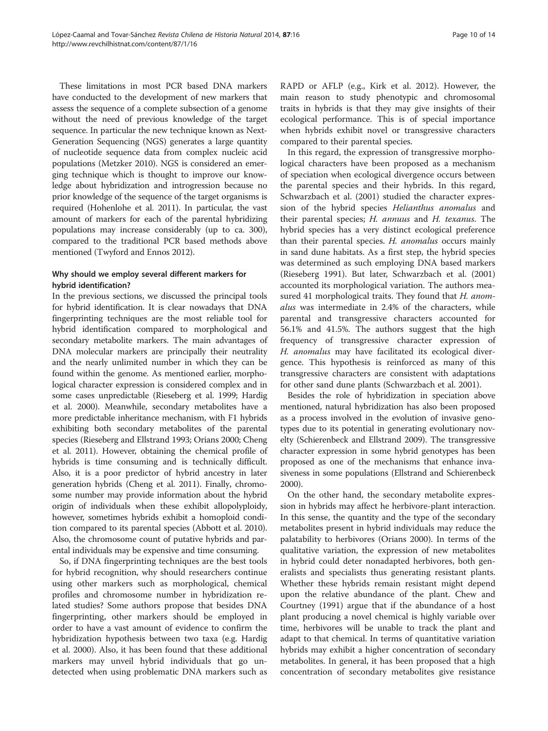These limitations in most PCR based DNA markers have conducted to the development of new markers that assess the sequence of a complete subsection of a genome without the need of previous knowledge of the target sequence. In particular the new technique known as Next-Generation Sequencing (NGS) generates a large quantity of nucleotide sequence data from complex nucleic acid populations (Metzker 2010). NGS is considered an emerging technique which is thought to improve our knowledge about hybridization and introgression because no prior knowledge of the sequence of the target organisms is required (Hohenlohe et al. 2011). In particular, the vast amount of markers for each of the parental hybridizing populations may increase considerably (up to ca. 300), compared to the traditional PCR based methods above mentioned (Twyford and Ennos 2012).

### Why should we employ several different markers for hybrid identification?

In the previous sections, we discussed the principal tools for hybrid identification. It is clear nowadays that DNA fingerprinting techniques are the most reliable tool for hybrid identification compared to morphological and secondary metabolite markers. The main advantages of DNA molecular markers are principally their neutrality and the nearly unlimited number in which they can be found within the genome. As mentioned earlier, morphological character expression is considered complex and in some cases unpredictable (Rieseberg et al. 1999; Hardig et al. 2000). Meanwhile, secondary metabolites have a more predictable inheritance mechanism, with F1 hybrids exhibiting both secondary metabolites of the parental species (Rieseberg and Ellstrand 1993; Orians 2000; Cheng et al. 2011). However, obtaining the chemical profile of hybrids is time consuming and is technically difficult. Also, it is a poor predictor of hybrid ancestry in later generation hybrids (Cheng et al. 2011). Finally, chromosome number may provide information about the hybrid origin of individuals when these exhibit allopolyploidy, however, sometimes hybrids exhibit a homoploid condition compared to its parental species (Abbott et al. 2010). Also, the chromosome count of putative hybrids and parental individuals may be expensive and time consuming.

So, if DNA fingerprinting techniques are the best tools for hybrid recognition, why should researchers continue using other markers such as morphological, chemical profiles and chromosome number in hybridization related studies? Some authors propose that besides DNA fingerprinting, other markers should be employed in order to have a vast amount of evidence to confirm the hybridization hypothesis between two taxa (e.g. Hardig et al. 2000). Also, it has been found that these additional markers may unveil hybrid individuals that go undetected when using problematic DNA markers such as RAPD or AFLP (e.g., Kirk et al. 2012). However, the main reason to study phenotypic and chromosomal traits in hybrids is that they may give insights of their ecological performance. This is of special importance when hybrids exhibit novel or transgressive characters compared to their parental species.

In this regard, the expression of transgressive morphological characters have been proposed as a mechanism of speciation when ecological divergence occurs between the parental species and their hybrids. In this regard, Schwarzbach et al. (2001) studied the character expression of the hybrid species *Helianthus anomalus* and their parental species; *H. annuus* and *H. texanus*. The hybrid species has a very distinct ecological preference than their parental species. *H. anomalus* occurs mainly in sand dune habitats. As a first step, the hybrid species was determined as such employing DNA based markers (Rieseberg 1991). But later, Schwarzbach et al. (2001) accounted its morphological variation. The authors measured 41 morphological traits. They found that *H. anomalus* was intermediate in 2.4% of the characters, while parental and transgressive characters accounted for 56.1% and 41.5%. The authors suggest that the high frequency of transgressive character expression of *H. anomalus* may have facilitated its ecological divergence. This hypothesis is reinforced as many of this transgressive characters are consistent with adaptations for other sand dune plants (Schwarzbach et al. 2001).

Besides the role of hybridization in speciation above mentioned, natural hybridization has also been proposed as a process involved in the evolution of invasive genotypes due to its potential in generating evolutionary novelty (Schierenbeck and Ellstrand 2009). The transgressive character expression in some hybrid genotypes has been proposed as one of the mechanisms that enhance invasiveness in some populations (Ellstrand and Schierenbeck 2000).

On the other hand, the secondary metabolite expression in hybrids may affect he herbivore-plant interaction. In this sense, the quantity and the type of the secondary metabolites present in hybrid individuals may reduce the palatability to herbivores (Orians 2000). In terms of the qualitative variation, the expression of new metabolites in hybrid could deter nonadapted herbivores, both generalists and specialists thus generating resistant plants. Whether these hybrids remain resistant might depend upon the relative abundance of the plant. Chew and Courtney (1991) argue that if the abundance of a host plant producing a novel chemical is highly variable over time, herbivores will be unable to track the plant and adapt to that chemical. In terms of quantitative variation hybrids may exhibit a higher concentration of secondary metabolites. In general, it has been proposed that a high concentration of secondary metabolites give resistance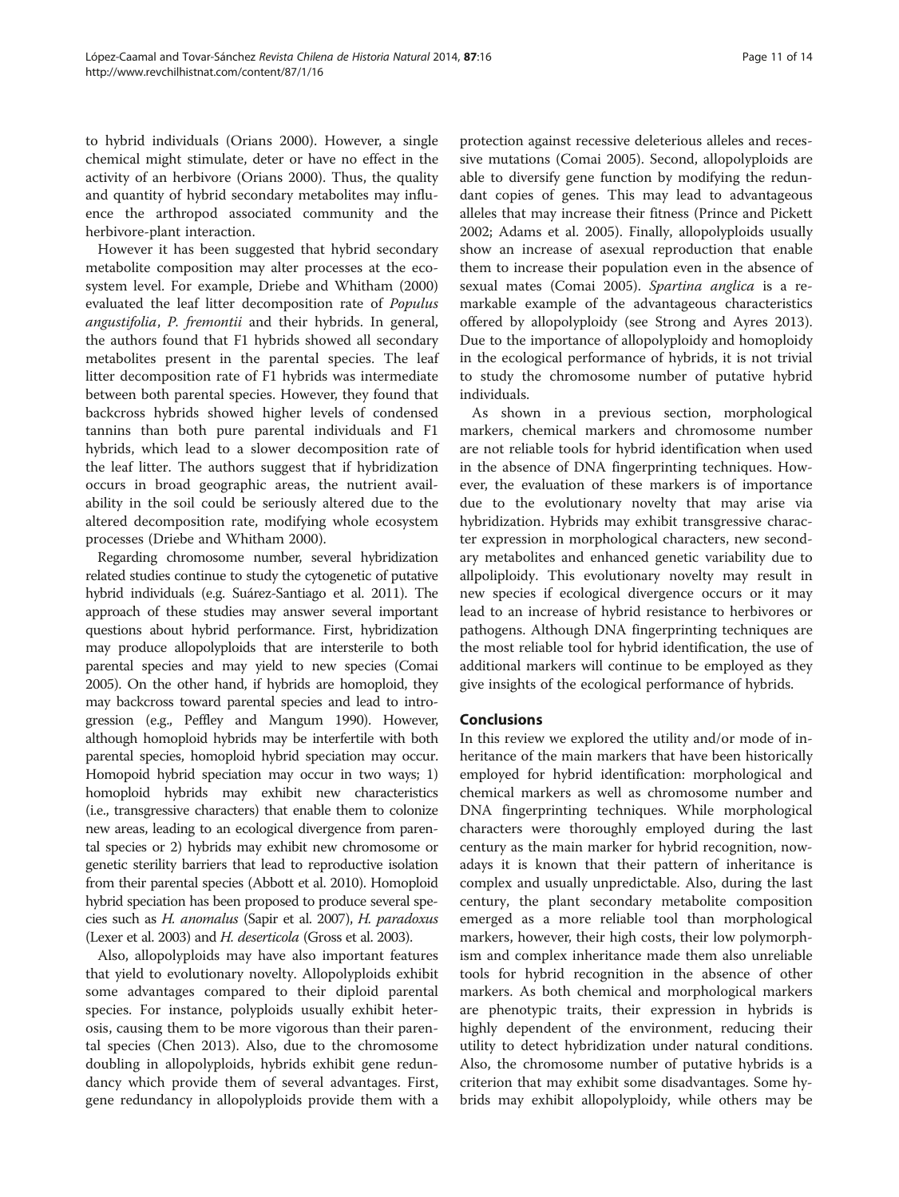to hybrid individuals (Orians 2000). However, a single chemical might stimulate, deter or have no effect in the activity of an herbivore (Orians 2000). Thus, the quality and quantity of hybrid secondary metabolites may influence the arthropod associated community and the herbivore-plant interaction.

However it has been suggested that hybrid secondary metabolite composition may alter processes at the ecosystem level. For example, Driebe and Whitham (2000) evaluated the leaf litter decomposition rate of *Populus angustifolia*, *P. fremontii* and their hybrids. In general, the authors found that F1 hybrids showed all secondary metabolites present in the parental species. The leaf litter decomposition rate of F1 hybrids was intermediate between both parental species. However, they found that backcross hybrids showed higher levels of condensed tannins than both pure parental individuals and F1 hybrids, which lead to a slower decomposition rate of the leaf litter. The authors suggest that if hybridization occurs in broad geographic areas, the nutrient availability in the soil could be seriously altered due to the altered decomposition rate, modifying whole ecosystem processes (Driebe and Whitham 2000).

Regarding chromosome number, several hybridization related studies continue to study the cytogenetic of putative hybrid individuals (e.g. Suárez-Santiago et al. 2011). The approach of these studies may answer several important questions about hybrid performance. First, hybridization may produce allopolyploids that are intersterile to both parental species and may yield to new species (Comai 2005). On the other hand, if hybrids are homoploid, they may backcross toward parental species and lead to introgression (e.g., Peffley and Mangum 1990). However, although homoploid hybrids may be interfertile with both parental species, homoploid hybrid speciation may occur. Homopoid hybrid speciation may occur in two ways; 1) homoploid hybrids may exhibit new characteristics (i.e., transgressive characters) that enable them to colonize new areas, leading to an ecological divergence from parental species or 2) hybrids may exhibit new chromosome or genetic sterility barriers that lead to reproductive isolation from their parental species (Abbott et al. 2010). Homoploid hybrid speciation has been proposed to produce several species such as *H. anomalus* (Sapir et al. 2007), *H. paradoxus* (Lexer et al. 2003) and *H. deserticola* (Gross et al. 2003).

Also, allopolyploids may have also important features that yield to evolutionary novelty. Allopolyploids exhibit some advantages compared to their diploid parental species. For instance, polyploids usually exhibit heterosis, causing them to be more vigorous than their parental species (Chen 2013). Also, due to the chromosome doubling in allopolyploids, hybrids exhibit gene redundancy which provide them of several advantages. First, gene redundancy in allopolyploids provide them with a protection against recessive deleterious alleles and recessive mutations (Comai 2005). Second, allopolyploids are able to diversify gene function by modifying the redundant copies of genes. This may lead to advantageous alleles that may increase their fitness (Prince and Pickett 2002; Adams et al. 2005). Finally, allopolyploids usually show an increase of asexual reproduction that enable them to increase their population even in the absence of sexual mates (Comai 2005). *Spartina anglica* is a remarkable example of the advantageous characteristics offered by allopolyploidy (see Strong and Ayres 2013). Due to the importance of allopolyploidy and homoploidy in the ecological performance of hybrids, it is not trivial to study the chromosome number of putative hybrid individuals.

As shown in a previous section, morphological markers, chemical markers and chromosome number are not reliable tools for hybrid identification when used in the absence of DNA fingerprinting techniques. However, the evaluation of these markers is of importance due to the evolutionary novelty that may arise via hybridization. Hybrids may exhibit transgressive character expression in morphological characters, new secondary metabolites and enhanced genetic variability due to allpoliploidy. This evolutionary novelty may result in new species if ecological divergence occurs or it may lead to an increase of hybrid resistance to herbivores or pathogens. Although DNA fingerprinting techniques are the most reliable tool for hybrid identification, the use of additional markers will continue to be employed as they give insights of the ecological performance of hybrids.

## Conclusions

In this review we explored the utility and/or mode of inheritance of the main markers that have been historically employed for hybrid identification: morphological and chemical markers as well as chromosome number and DNA fingerprinting techniques. While morphological characters were thoroughly employed during the last century as the main marker for hybrid recognition, nowadays it is known that their pattern of inheritance is complex and usually unpredictable. Also, during the last century, the plant secondary metabolite composition emerged as a more reliable tool than morphological markers, however, their high costs, their low polymorphism and complex inheritance made them also unreliable tools for hybrid recognition in the absence of other markers. As both chemical and morphological markers are phenotypic traits, their expression in hybrids is highly dependent of the environment, reducing their utility to detect hybridization under natural conditions. Also, the chromosome number of putative hybrids is a criterion that may exhibit some disadvantages. Some hybrids may exhibit allopolyploidy, while others may be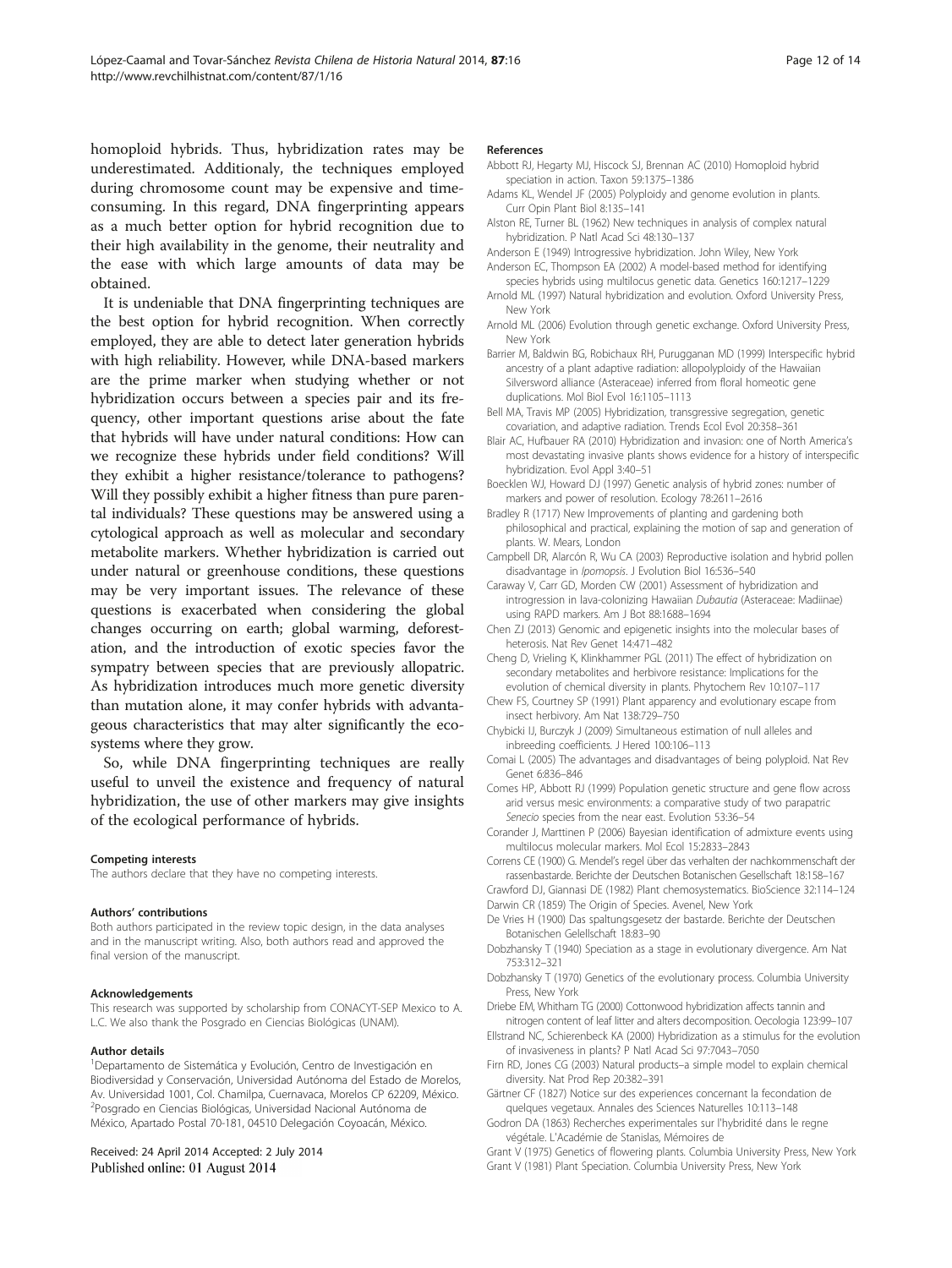homoploid hybrids. Thus, hybridization rates may be underestimated. Additionaly, the techniques employed during chromosome count may be expensive and time-consuming. In this regard, DNA fingerprinting appears as a much better option for hybrid recognition due to their high availability in the genome, their neutrality and the ease with which large amounts of data may be obtained.

It is undeniable that DNA fingerprinting techniques are the best option for hybrid recognition. When correctly employed, they are able to detect later generation hybrids with high reliability. However, while DNA-based markers are the prime marker when studying whether or not hybridization occurs between a species pair and its frequency, other important questions arise about the fate that hybrids will have under natural conditions: How can we recognize these hybrids under field conditions? Will they exhibit a higher resistance/tolerance to pathogens? Will they possibly exhibit a higher fitness than pure parental individuals? These questions may be answered using a cytological approach as well as molecular and secondary metabolite markers. Whether hybridization is carried out under natural or greenhouse conditions, these questions may be very important issues. The relevance of these questions is exacerbated when considering the global changes occurring on earth; global warming, deforestation, and the introduction of exotic species favor the sympatry between species that are previously allopatric. As hybridization introduces much more genetic diversity than mutation alone, it may confer hybrids with advantageous characteristics that may alter significantly the ecosystems where they grow.

So, while DNA fingerprinting techniques are really useful to unveil the existence and frequency of natural hybridization, the use of other markers may give insights of the ecological performance of hybrids.

#### Competing interests
The authors declare that they have no competing interests.

#### Authors' contributions
Both authors participated in the review topic design, in the data analyses and in the manuscript writing. Also, both authors read and approved the final version of the manuscript.

#### Acknowledgements
This research was supported by scholarship from CONACYT-SEP Mexico to A. L.C. We also thank the Posgrado en Ciencias Biológicas (UNAM).

#### Author details
[1]Departamento de Sistemática y Evolución, Centro de Investigación en Biodiversidad y Conservación, Universidad Autónoma del Estado de Morelos, Av. Universidad 1001, Col. Chamilpa, Cuernavaca, Morelos CP 62209, México. [2]Posgrado en Ciencias Biológicas, Universidad Nacional Autónoma de México, Apartado Postal 70-181, 04510 Delegación Coyoacán, México.

Received: 24 April 2014 Accepted: 2 July 2014
Published online: 01 August 2014

#### References
Abbott RJ, Hegarty MJ, Hiscock SJ, Brennan AC (2010) Homoploid hybrid speciation in action. Taxon 59:1375–1386
Adams KL, Wendel JF (2005) Polyploidy and genome evolution in plants. Curr Opin Plant Biol 8:135–141
Alston RE, Turner BL (1962) New techniques in analysis of complex natural hybridization. P Natl Acad Sci 48:130–137
Anderson E (1949) Introgressive hybridization. John Wiley, New York
Anderson EC, Thompson EA (2002) A model-based method for identifying species hybrids using multilocus genetic data. Genetics 160:1217–1229
Arnold ML (1997) Natural hybridization and evolution. Oxford University Press, New York
Arnold ML (2006) Evolution through genetic exchange. Oxford University Press, New York
Barrier M, Baldwin BG, Robichaux RH, Purugganan MD (1999) Interspecific hybrid ancestry of a plant adaptive radiation: allopolyploidy of the Hawaiian Silversword alliance (Asteraceae) inferred from floral homeotic gene duplications. Mol Biol Evol 16:1105–1113
Bell MA, Travis MP (2005) Hybridization, transgressive segregation, genetic covariation, and adaptive radiation. Trends Ecol Evol 20:358–361
Blair AC, Hufbauer RA (2010) Hybridization and invasion: one of North America's most devastating invasive plants shows evidence for a history of interspecific hybridization. Evol Appl 3:40–51
Boecklen WJ, Howard DJ (1997) Genetic analysis of hybrid zones: number of markers and power of resolution. Ecology 78:2611–2616
Bradley R (1717) New Improvements of planting and gardening both philosophical and practical, explaining the motion of sap and generation of plants. W. Mears, London
Campbell DR, Alarcón R, Wu CA (2003) Reproductive isolation and hybrid pollen disadvantage in *Ipomopsis*. J Evolution Biol 16:536–540
Caraway V, Carr GD, Morden CW (2001) Assessment of hybridization and introgression in lava-colonizing Hawaiian *Dubautia* (Asteraceae: Madiinae) using RAPD markers. Am J Bot 88:1688–1694
Chen ZJ (2013) Genomic and epigenetic insights into the molecular bases of heterosis. Nat Rev Genet 14:471–482
Cheng D, Vrieling K, Klinkhammer PGL (2011) The effect of hybridization on secondary metabolites and herbivore resistance: Implications for the evolution of chemical diversity in plants. Phytochem Rev 10:107–117
Chew FS, Courtney SP (1991) Plant apparency and evolutionary escape from insect herbivory. Am Nat 138:729–750
Chybicki IJ, Burczyk J (2009) Simultaneous estimation of null alleles and inbreeding coefficients. J Hered 100:106–113
Comai L (2005) The advantages and disadvantages of being polyploid. Nat Rev Genet 6:836–846
Comes HP, Abbott RJ (1999) Population genetic structure and gene flow across arid versus mesic environments: a comparative study of two parapatric *Senecio* species from the near east. Evolution 53:36–54
Corander J, Marttinen P (2006) Bayesian identification of admixture events using multilocus molecular markers. Mol Ecol 15:2833–2843
Correns CE (1900) G. Mendel's regel über das verhalten der nachkommenschaft der rassenbastarde. Berichte der Deutschen Botanischen Gesellschaft 18:158–167
Crawford DJ, Giannasi DE (1982) Plant chemosystematics. BioScience 32:114–124
Darwin CR (1859) The Origin of Species. Avenel, New York
De Vries H (1900) Das spaltungsgesetz der bastarde. Berichte der Deutschen Botanischen Gelellschaft 18:83–90
Dobzhansky T (1940) Speciation as a stage in evolutionary divergence. Am Nat 753:312–321
Dobzhansky T (1970) Genetics of the evolutionary process. Columbia University Press, New York
Driebe EM, Whitham TG (2000) Cottonwood hybridization affects tannin and nitrogen content of leaf litter and alters decomposition. Oecologia 123:99–107
Ellstrand NC, Schierenbeck KA (2000) Hybridization as a stimulus for the evolution of invasiveness in plants? P Natl Acad Sci 97:7043–7050
Firn RD, Jones CG (2003) Natural products–a simple model to explain chemical diversity. Nat Prod Rep 20:382–391
Gärtner CF (1827) Notice sur des experiences concernant la fecondation de quelques vegetaux. Annales des Sciences Naturelles 10:113–148
Godron DA (1863) Recherches experimentales sur l'hybridité dans le regne végétale. L'Académie de Stanislas, Mémoires de
Grant V (1975) Genetics of flowering plants. Columbia University Press, New York
Grant V (1981) Plant Speciation. Columbia University Press, New York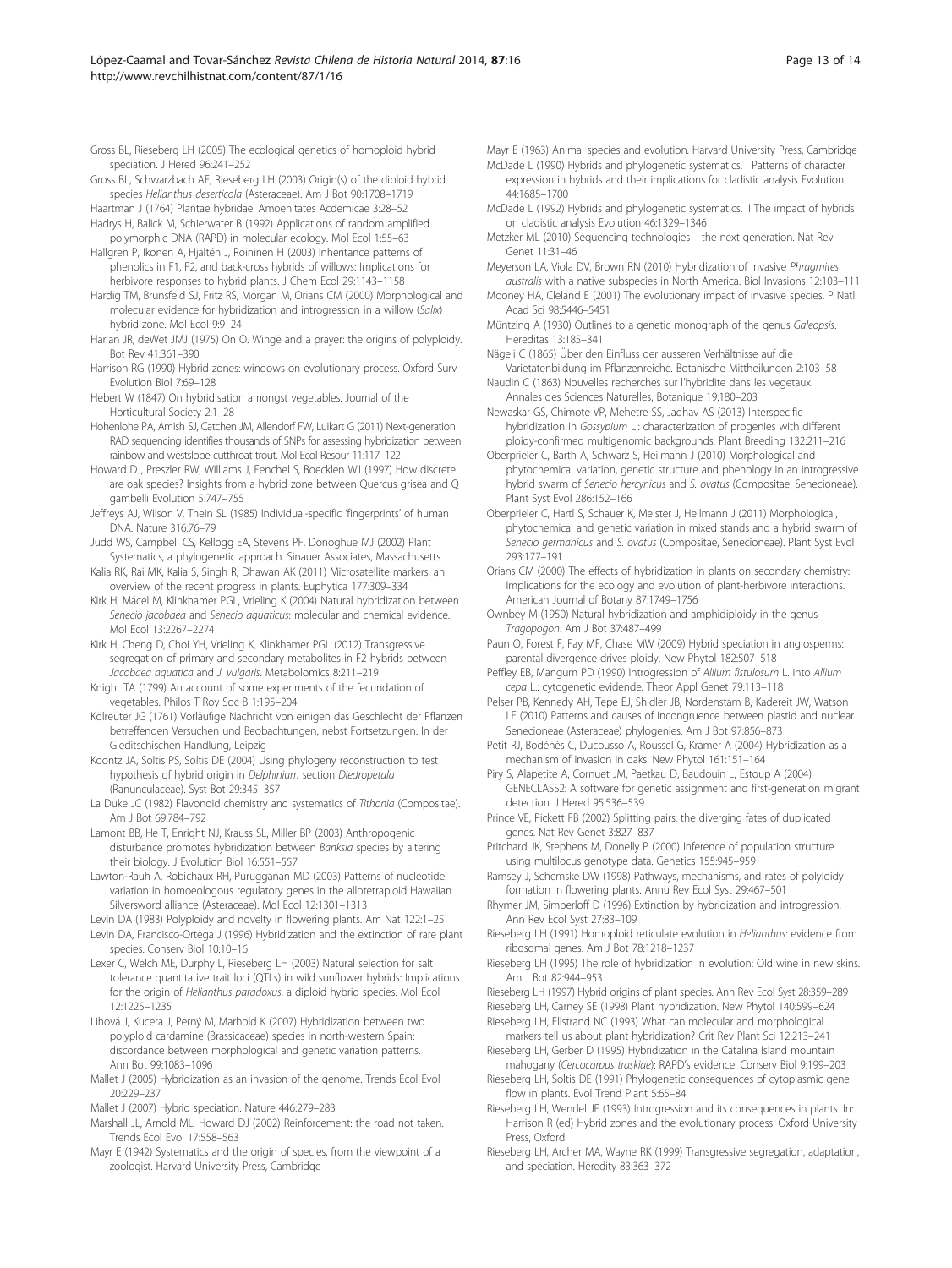Gross BL, Rieseberg LH (2005) The ecological genetics of homoploid hybrid speciation. J Hered 96:241–252

Gross BL, Schwarzbach AE, Rieseberg LH (2003) Origin(s) of the diploid hybrid species *Helianthus deserticola* (Asteraceae). Am J Bot 90:1708–1719

Haartman J (1764) Plantae hybridae. Amoenitates Acdemicae 3:28–52

Hadrys H, Balick M, Schierwater B (1992) Applications of random amplified polymorphic DNA (RAPD) in molecular ecology. Mol Ecol 1:55–63

Hallgren P, Ikonen A, Hjältén J, Roininen H (2003) Inheritance patterns of phenolics in F1, F2, and back-cross hybrids of willows: Implications for herbivore responses to hybrid plants. J Chem Ecol 29:1143–1158

Hardig TM, Brunsfeld SJ, Fritz RS, Morgan M, Orians CM (2000) Morphological and molecular evidence for hybridization and introgression in a willow (*Salix*) hybrid zone. Mol Ecol 9:9–24

Harlan JR, deWet JMJ (1975) On O. Wingë and a prayer: the origins of polyploidy. Bot Rev 41:361–390

Harrison RG (1990) Hybrid zones: windows on evolutionary process. Oxford Surv Evolution Biol 7:69–128

Hebert W (1847) On hybridisation amongst vegetables. Journal of the Horticultural Society 2:1–28

Hohenlohe PA, Amish SJ, Catchen JM, Allendorf FW, Luikart G (2011) Next-generation RAD sequencing identifies thousands of SNPs for assessing hybridization between rainbow and westslope cutthroat trout. Mol Ecol Resour 11:117–122

Howard DJ, Preszler RW, Williams J, Fenchel S, Boecklen WJ (1997) How discrete are oak species? Insights from a hybrid zone between Quercus grisea and Q gambelli Evolution 5:747–755

Jeffreys AJ, Wilson V, Thein SL (1985) Individual-specific 'fingerprints' of human DNA. Nature 316:76–79

Judd WS, Campbell CS, Kellogg EA, Stevens PF, Donoghue MJ (2002) Plant Systematics, a phylogenetic approach. Sinauer Associates, Massachusetts

Kalia RK, Rai MK, Kalia S, Singh R, Dhawan AK (2011) Microsatellite markers: an overview of the recent progress in plants. Euphytica 177:309–334

Kirk H, Mácel M, Klinkhamer PGL, Vrieling K (2004) Natural hybridization between *Senecio jacobaea* and *Senecio aquaticus*: molecular and chemical evidence. Mol Ecol 13:2267–2274

Kirk H, Cheng D, Choi YH, Vrieling K, Klinkhamer PGL (2012) Transgressive segregation of primary and secondary metabolites in F2 hybrids between *Jacobaea aquatica* and *J. vulgaris*. Metabolomics 8:211–219

Knight TA (1799) An account of some experiments of the fecundation of vegetables. Philos T Roy Soc B 1:195–204

Kölreuter JG (1761) Vorläufige Nachricht von einigen das Geschlecht der Pflanzen betreffenden Versuchen und Beobachtungen, nebst Fortsetzungen. In der Gleditschischen Handlung, Leipzig

Koontz JA, Soltis PS, Soltis DE (2004) Using phylogeny reconstruction to test hypothesis of hybrid origin in *Delphinium* section *Diedropetala* (Ranunculaceae). Syst Bot 29:345–357

La Duke JC (1982) Flavonoid chemistry and systematics of *Tithonia* (Compositae). Am J Bot 69:784–792

Lamont BB, He T, Enright NJ, Krauss SL, Miller BP (2003) Anthropogenic disturbance promotes hybridization between *Banksia* species by altering their biology. J Evolution Biol 16:551–557

Lawton-Rauh A, Robichaux RH, Purugganan MD (2003) Patterns of nucleotide variation in homoeologous regulatory genes in the allotetraploid Hawaiian Silversword alliance (Asteraceae). Mol Ecol 12:1301–1313

Levin DA (1983) Polyploidy and novelty in flowering plants. Am Nat 122:1–25

Levin DA, Francisco-Ortega J (1996) Hybridization and the extinction of rare plant species. Conserv Biol 10:10–16

Lexer C, Welch ME, Durphy L, Rieseberg LH (2003) Natural selection for salt tolerance quantitative trait loci (QTLs) in wild sunflower hybrids: Implications for the origin of *Helianthus paradoxus*, a diploid hybrid species. Mol Ecol 12:1225–1235

Lihová J, Kucera J, Perný M, Marhold K (2007) Hybridization between two polyploid cardamine (Brassicaceae) species in north-western Spain: discordance between morphological and genetic variation patterns. Ann Bot 99:1083–1096

Mallet J (2005) Hybridization as an invasion of the genome. Trends Ecol Evol 20:229–237

Mallet J (2007) Hybrid speciation. Nature 446:279–283

Marshall JL, Arnold ML, Howard DJ (2002) Reinforcement: the road not taken. Trends Ecol Evol 17:558–563

Mayr E (1942) Systematics and the origin of species, from the viewpoint of a zoologist. Harvard University Press, Cambridge

Mayr E (1963) Animal species and evolution. Harvard University Press, Cambridge

McDade L (1990) Hybrids and phylogenetic systematics. I Patterns of character expression in hybrids and their implications for cladistic analysis Evolution 44:1685–1700

McDade L (1992) Hybrids and phylogenetic systematics. II The impact of hybrids on cladistic analysis Evolution 46:1329–1346

Metzker ML (2010) Sequencing technologies—the next generation. Nat Rev Genet 11:31–46

Meyerson LA, Viola DV, Brown RN (2010) Hybridization of invasive *Phragmites australis* with a native subspecies in North America. Biol Invasions 12:103–111

Mooney HA, Cleland E (2001) The evolutionary impact of invasive species. P Natl Acad Sci 98:5446–5451

Müntzing A (1930) Outlines to a genetic monograph of the genus *Galeopsis*. Hereditas 13:185–341

Nägeli C (1865) Über den Einfluss der ausseren Verhältnisse auf die Varietatenbildung im Pflanzenreiche. Botanische Mittheilungen 2:103–58

Naudin C (1863) Nouvelles recherches sur l'hybridite dans les vegetaux. Annales des Sciences Naturelles, Botanique 19:180–203

Newaskar GS, Chimote VP, Mehetre SS, Jadhav AS (2013) Interspecific hybridization in *Gossypium* L.: characterization of progenies with different ploidy-confirmed multigenomic backgrounds. Plant Breeding 132:211–216

Oberprieler C, Barth A, Schwarz S, Heilmann J (2010) Morphological and phytochemical variation, genetic structure and phenology in an introgressive hybrid swarm of *Senecio hercynicus* and *S. ovatus* (Compositae, Senecioneae). Plant Syst Evol 286:152–166

Oberprieler C, Hartl S, Schauer K, Meister J, Heilmann J (2011) Morphological, phytochemical and genetic variation in mixed stands and a hybrid swarm of *Senecio germanicus* and *S. ovatus* (Compositae, Senecioneae). Plant Syst Evol 293:177–191

Orians CM (2000) The effects of hybridization in plants on secondary chemistry: Implications for the ecology and evolution of plant-herbivore interactions. American Journal of Botany 87:1749–1756

Ownbey M (1950) Natural hybridization and amphidiploidy in the genus *Tragopogon*. Am J Bot 37:487–499

Paun O, Forest F, Fay MF, Chase MW (2009) Hybrid speciation in angiosperms: parental divergence drives ploidy. New Phytol 182:507–518

Peffley EB, Mangum PD (1990) Introgression of *Allium fistulosum* L. into *Allium cepa* L.: cytogenetic evidende. Theor Appl Genet 79:113–118

Pelser PB, Kennedy AH, Tepe EJ, Shidler JB, Nordenstam B, Kadereit JW, Watson LE (2010) Patterns and causes of incongruence between plastid and nuclear Senecioneae (Asteraceae) phylogenies. Am J Bot 97:856–873

Petit RJ, Bodénès C, Ducousso A, Roussel G, Kramer A (2004) Hybridization as a mechanism of invasion in oaks. New Phytol 161:151–164

Piry S, Alapetite A, Cornuet JM, Paetkau D, Baudouin L, Estoup A (2004) GENECLASS2: A software for genetic assignment and first-generation migrant detection. J Hered 95:536–539

Prince VE, Pickett FB (2002) Splitting pairs: the diverging fates of duplicated genes. Nat Rev Genet 3:827–837

Pritchard JK, Stephens M, Donelly P (2000) Inference of population structure using multilocus genotype data. Genetics 155:945–959

Ramsey J, Schemske DW (1998) Pathways, mechanisms, and rates of polyloidy formation in flowering plants. Annu Rev Ecol Syst 29:467–501

Rhymer JM, Simberloff D (1996) Extinction by hybridization and introgression. Ann Rev Ecol Syst 27:83–109

Rieseberg LH (1991) Homoploid reticulate evolution in *Helianthus*: evidence from ribosomal genes. Am J Bot 78:1218–1237

Rieseberg LH (1995) The role of hybridization in evolution: Old wine in new skins. Am J Bot 82:944–953

Rieseberg LH (1997) Hybrid origins of plant species. Ann Rev Ecol Syst 28:359–289

Rieseberg LH, Carney SE (1998) Plant hybridization. New Phytol 140:599–624

Rieseberg LH, Ellstrand NC (1993) What can molecular and morphological markers tell us about plant hybridization? Crit Rev Plant Sci 12:213–241

Rieseberg LH, Gerber D (1995) Hybridization in the Catalina Island mountain mahogany (*Cercocarpus traskiae*): RAPD's evidence. Conserv Biol 9:199–203

Rieseberg LH, Soltis DE (1991) Phylogenetic consequences of cytoplasmic gene flow in plants. Evol Trend Plant 5:65–84

Rieseberg LH, Wendel JF (1993) Introgression and its consequences in plants. In: Harrison R (ed) Hybrid zones and the evolutionary process. Oxford University Press, Oxford

Rieseberg LH, Archer MA, Wayne RK (1999) Transgressive segregation, adaptation, and speciation. Heredity 83:363–372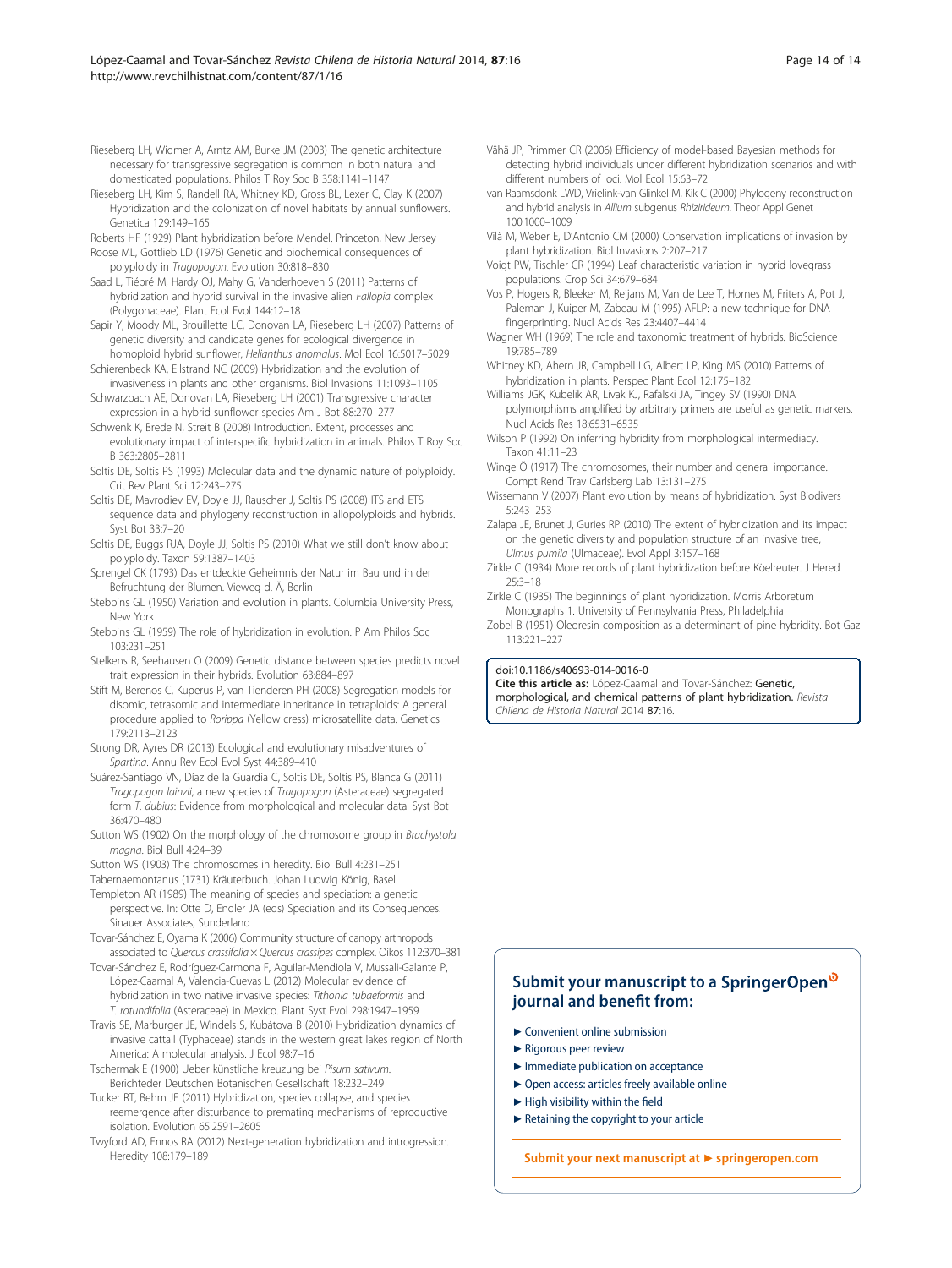Rieseberg LH, Widmer A, Arntz AM, Burke JM (2003) The genetic architecture necessary for transgressive segregation is common in both natural and domesticated populations. Philos T Roy Soc B 358:1141–1147

Rieseberg LH, Kim S, Randell RA, Whitney KD, Gross BL, Lexer C, Clay K (2007) Hybridization and the colonization of novel habitats by annual sunflowers. Genetica 129:149–165

Roberts HF (1929) Plant hybridization before Mendel. Princeton, New Jersey

Roose ML, Gottlieb LD (1976) Genetic and biochemical consequences of polyploidy in *Tragopogon*. Evolution 30:818–830

Saad L, Tiébré M, Hardy OJ, Mahy G, Vanderhoeven S (2011) Patterns of hybridization and hybrid survival in the invasive alien *Fallopia* complex (Polygonaceae). Plant Ecol Evol 144:12–18

Sapir Y, Moody ML, Brouillette LC, Donovan LA, Rieseberg LH (2007) Patterns of genetic diversity and candidate genes for ecological divergence in homoploid hybrid sunflower, *Helianthus anomalus*. Mol Ecol 16:5017–5029

Schierenbeck KA, Ellstrand NC (2009) Hybridization and the evolution of invasiveness in plants and other organisms. Biol Invasions 11:1093–1105

Schwarzbach AE, Donovan LA, Rieseberg LH (2001) Transgressive character expression in a hybrid sunflower species Am J Bot 88:270–277

Schwenk K, Brede N, Streit B (2008) Introduction. Extent, processes and evolutionary impact of interspecific hybridization in animals. Philos T Roy Soc B 363:2805–2811

Soltis DE, Soltis PS (1993) Molecular data and the dynamic nature of polyploidy. Crit Rev Plant Sci 12:243–275

Soltis DE, Mavrodiev EV, Doyle JJ, Rauscher J, Soltis PS (2008) ITS and ETS sequence data and phylogeny reconstruction in allopolyploids and hybrids. Syst Bot 33:7–20

Soltis DE, Buggs RJA, Doyle JJ, Soltis PS (2010) What we still don't know about polyploidy. Taxon 59:1387–1403

Sprengel CK (1793) Das entdeckte Geheimnis der Natur im Bau und in der Befruchtung der Blumen. Vieweg d. Ä, Berlin

Stebbins GL (1950) Variation and evolution in plants. Columbia University Press, New York

Stebbins GL (1959) The role of hybridization in evolution. P Am Philos Soc 103:231–251

Stelkens R, Seehausen O (2009) Genetic distance between species predicts novel trait expression in their hybrids. Evolution 63:884–897

Stift M, Berenos C, Kuperus P, van Tienderen PH (2008) Segregation models for disomic, tetrasomic and intermediate inheritance in tetraploids: A general procedure applied to *Rorippa* (Yellow cress) microsatellite data. Genetics 179:2113–2123

Strong DR, Ayres DR (2013) Ecological and evolutionary misadventures of *Spartina*. Annu Rev Ecol Evol Syst 44:389–410

Suárez-Santiago VN, Díaz de la Guardia C, Soltis DE, Soltis PS, Blanca G (2011) *Tragopogon lainzii*, a new species of *Tragopogon* (Asteraceae) segregated form *T. dubius*: Evidence from morphological and molecular data. Syst Bot 36:470–480

Sutton WS (1902) On the morphology of the chromosome group in *Brachystola magna*. Biol Bull 4:24–39

Sutton WS (1903) The chromosomes in heredity. Biol Bull 4:231–251

Tabernaemontanus (1731) Kräuterbuch. Johan Ludwig König, Basel

Templeton AR (1989) The meaning of species and speciation: a genetic perspective. In: Otte D, Endler JA (eds) Speciation and its Consequences. Sinauer Associates, Sunderland

Tovar-Sánchez E, Oyama K (2006) Community structure of canopy arthropods associated to *Quercus crassifolia* × *Quercus crassipes* complex. Oikos 112:370–381

Tovar-Sánchez E, Rodríguez-Carmona F, Aguilar-Mendiola V, Mussali-Galante P, López-Caamal A, Valencia-Cuevas L (2012) Molecular evidence of hybridization in two native invasive species: *Tithonia tubaeformis* and *T. rotundifolia* (Asteraceae) in Mexico. Plant Syst Evol 298:1947–1959

Travis SE, Marburger JE, Windels S, Kubátova B (2010) Hybridization dynamics of invasive cattail (Typhaceae) stands in the western great lakes region of North America: A molecular analysis. J Ecol 98:7–16

Tschermak E (1900) Ueber künstliche kreuzung bei *Pisum sativum*. Berichteder Deutschen Botanischen Gesellschaft 18:232–249

Tucker RT, Behm JE (2011) Hybridization, species collapse, and species reemergence after disturbance to premating mechanisms of reproductive isolation. Evolution 65:2591–2605

Twyford AD, Ennos RA (2012) Next-generation hybridization and introgression. Heredity 108:179–189

Vähä JP, Primmer CR (2006) Efficiency of model-based Bayesian methods for detecting hybrid individuals under different hybridization scenarios and with different numbers of loci. Mol Ecol 15:63–72

van Raamsdonk LWD, Vrielink-van Glinkel M, Kik C (2000) Phylogeny reconstruction and hybrid analysis in *Allium* subgenus *Rhizirideum*. Theor Appl Genet 100:1000–1009

Vilà M, Weber E, D'Antonio CM (2000) Conservation implications of invasion by plant hybridization. Biol Invasions 2:207–217

Voigt PW, Tischler CR (1994) Leaf characteristic variation in hybrid lovegrass populations. Crop Sci 34:679–684

Vos P, Hogers R, Bleeker M, Reijans M, Van de Lee T, Hornes M, Friters A, Pot J, Paleman J, Kuiper M, Zabeau M (1995) AFLP: a new technique for DNA fingerprinting. Nucl Acids Res 23:4407–4414

Wagner WH (1969) The role and taxonomic treatment of hybrids. BioScience 19:785–789

Whitney KD, Ahern JR, Campbell LG, Albert LP, King MS (2010) Patterns of hybridization in plants. Perspec Plant Ecol 12:175–182

Williams JGK, Kubelik AR, Livak KJ, Rafalski JA, Tingey SV (1990) DNA polymorphisms amplified by arbitrary primers are useful as genetic markers. Nucl Acids Res 18:6531–6535

Wilson P (1992) On inferring hybridity from morphological intermediacy. Taxon 41:11–23

Winge Ö (1917) The chromosomes, their number and general importance. Compt Rend Trav Carlsberg Lab 13:131–275

Wissemann V (2007) Plant evolution by means of hybridization. Syst Biodivers 5:243–253

Zalapa JE, Brunet J, Guries RP (2010) The extent of hybridization and its impact on the genetic diversity and population structure of an invasive tree, *Ulmus pumila* (Ulmaceae). Evol Appl 3:157–168

Zirkle C (1934) More records of plant hybridization before Köelreuter. J Hered 25:3–18

Zirkle C (1935) The beginnings of plant hybridization. Morris Arboretum Monographs 1. University of Pennsylvania Press, Philadelphia

Zobel B (1951) Oleoresin composition as a determinant of pine hybridity. Bot Gaz 113:221–227

doi:10.1186/s40693-014-0016-0

**Cite this article as:** López-Caamal and Tovar-Sánchez: **Genetic, morphological, and chemical patterns of plant hybridization.** *Revista Chilena de Historia Natural* 2014 **87**:16.

**Submit your manuscript to a SpringerOpen journal and benefit from:**

- ► Convenient online submission
- ► Rigorous peer review
- ► Immediate publication on acceptance
- ► Open access: articles freely available online
- ► High visibility within the field
- ► Retaining the copyright to your article

**Submit your next manuscript at ► springeropen.com**